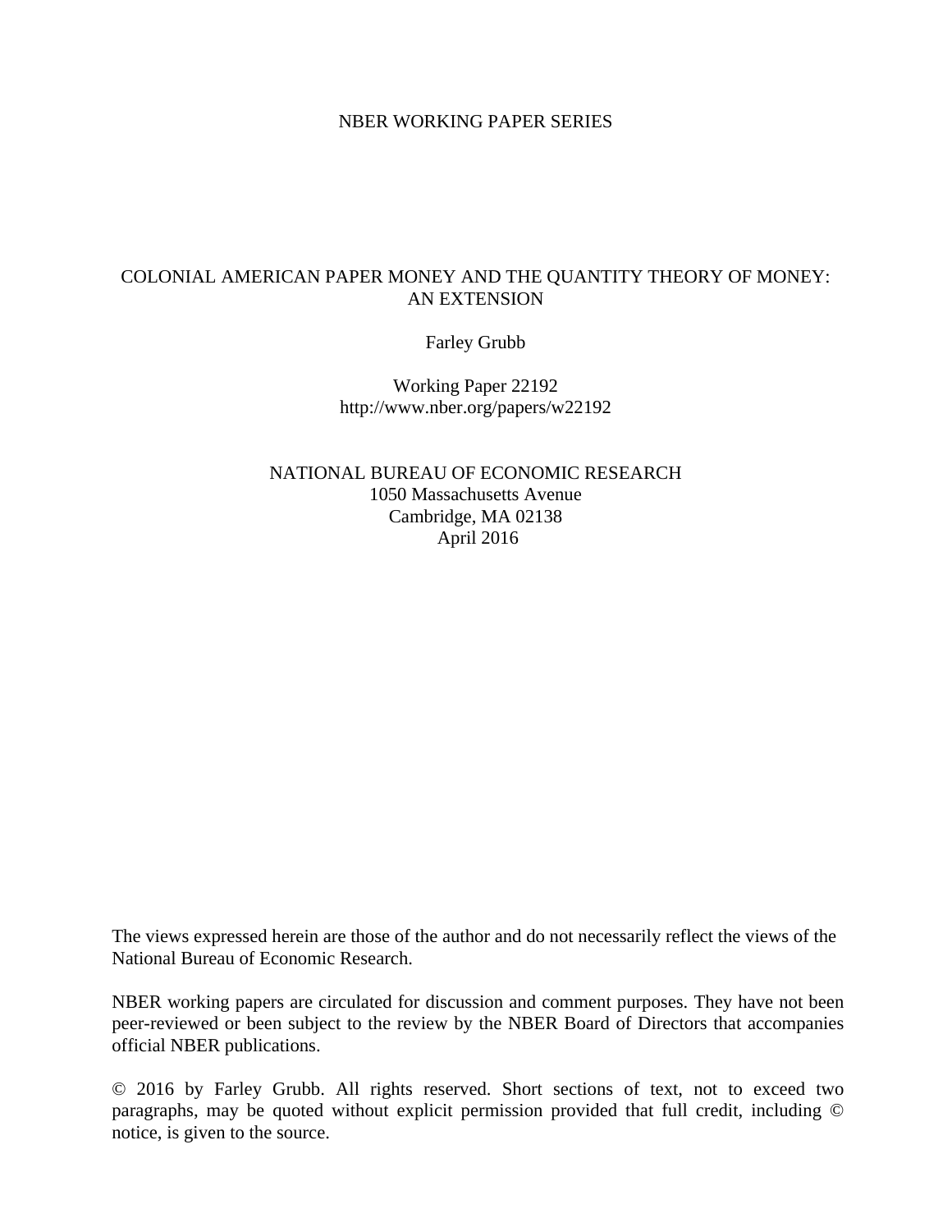NBER WORKING PAPER SERIES

# COLONIAL AMERICAN PAPER MONEY AND THE QUANTITY THEORY OF MONEY: AN EXTENSION

Farley Grubb

Working Paper 22192
http://www.nber.org/papers/w22192

NATIONAL BUREAU OF ECONOMIC RESEARCH
1050 Massachusetts Avenue
Cambridge, MA 02138
April 2016

The views expressed herein are those of the author and do not necessarily reflect the views of the National Bureau of Economic Research.

NBER working papers are circulated for discussion and comment purposes. They have not been peer-reviewed or been subject to the review by the NBER Board of Directors that accompanies official NBER publications.

© 2016 by Farley Grubb. All rights reserved. Short sections of text, not to exceed two paragraphs, may be quoted without explicit permission provided that full credit, including © notice, is given to the source.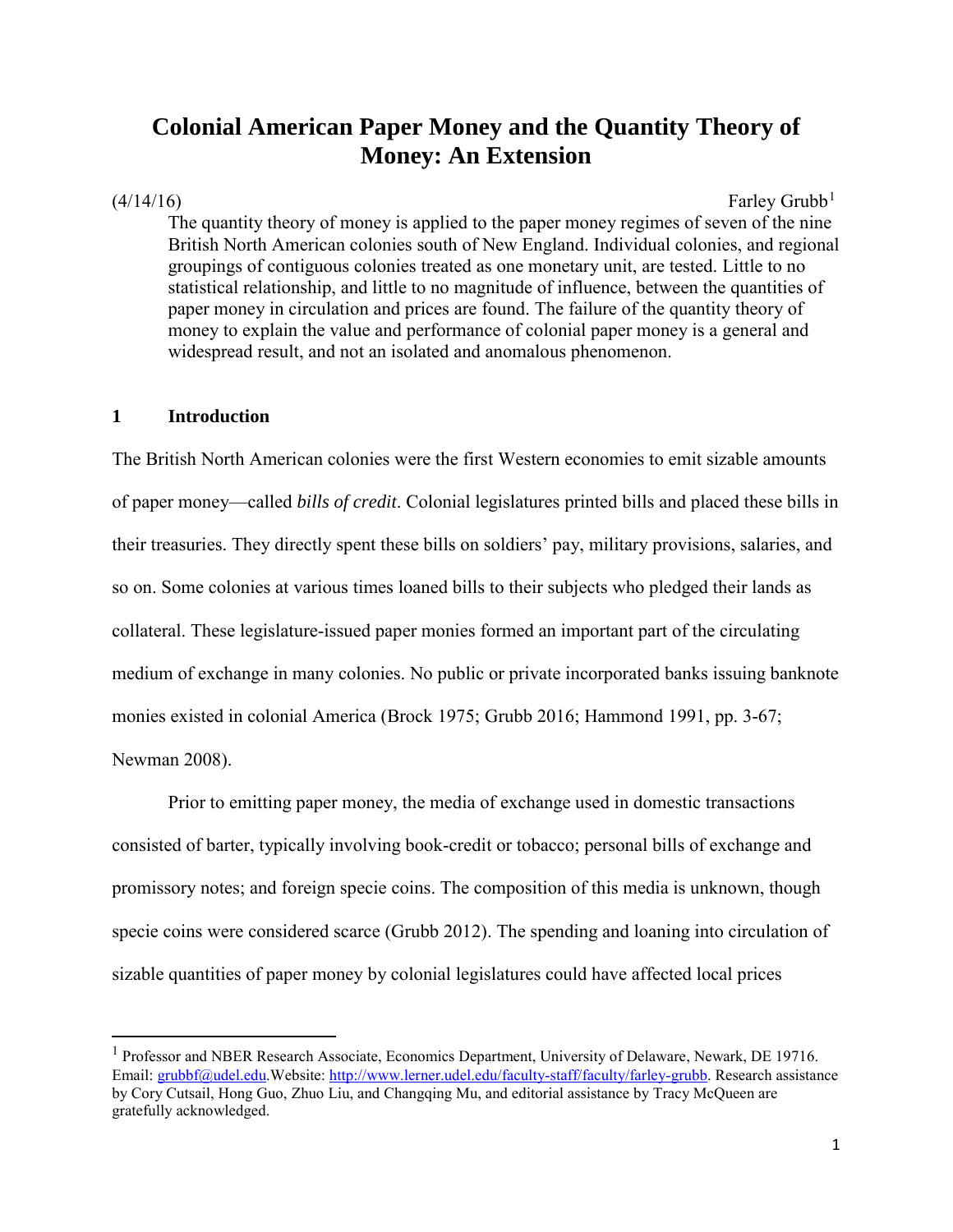# Colonial American Paper Money and the Quantity Theory of Money: An Extension

(4/14/16) Farley Grubb[1]

> The quantity theory of money is applied to the paper money regimes of seven of the nine British North American colonies south of New England. Individual colonies, and regional groupings of contiguous colonies treated as one monetary unit, are tested. Little to no statistical relationship, and little to no magnitude of influence, between the quantities of paper money in circulation and prices are found. The failure of the quantity theory of money to explain the value and performance of colonial paper money is a general and widespread result, and not an isolated and anomalous phenomenon.

## 1 Introduction

The British North American colonies were the first Western economies to emit sizable amounts of paper money—called *bills of credit*. Colonial legislatures printed bills and placed these bills in their treasuries. They directly spent these bills on soldiers' pay, military provisions, salaries, and so on. Some colonies at various times loaned bills to their subjects who pledged their lands as collateral. These legislature-issued paper monies formed an important part of the circulating medium of exchange in many colonies. No public or private incorporated banks issuing banknote monies existed in colonial America (Brock 1975; Grubb 2016; Hammond 1991, pp. 3-67; Newman 2008).

Prior to emitting paper money, the media of exchange used in domestic transactions consisted of barter, typically involving book-credit or tobacco; personal bills of exchange and promissory notes; and foreign specie coins. The composition of this media is unknown, though specie coins were considered scarce (Grubb 2012). The spending and loaning into circulation of sizable quantities of paper money by colonial legislatures could have affected local prices

[1] Professor and NBER Research Associate, Economics Department, University of Delaware, Newark, DE 19716. Email: grubbf@udel.edu.Website: http://www.lerner.udel.edu/faculty-staff/faculty/farley-grubb. Research assistance by Cory Cutsail, Hong Guo, Zhuo Liu, and Changqing Mu, and editorial assistance by Tracy McQueen are gratefully acknowledged.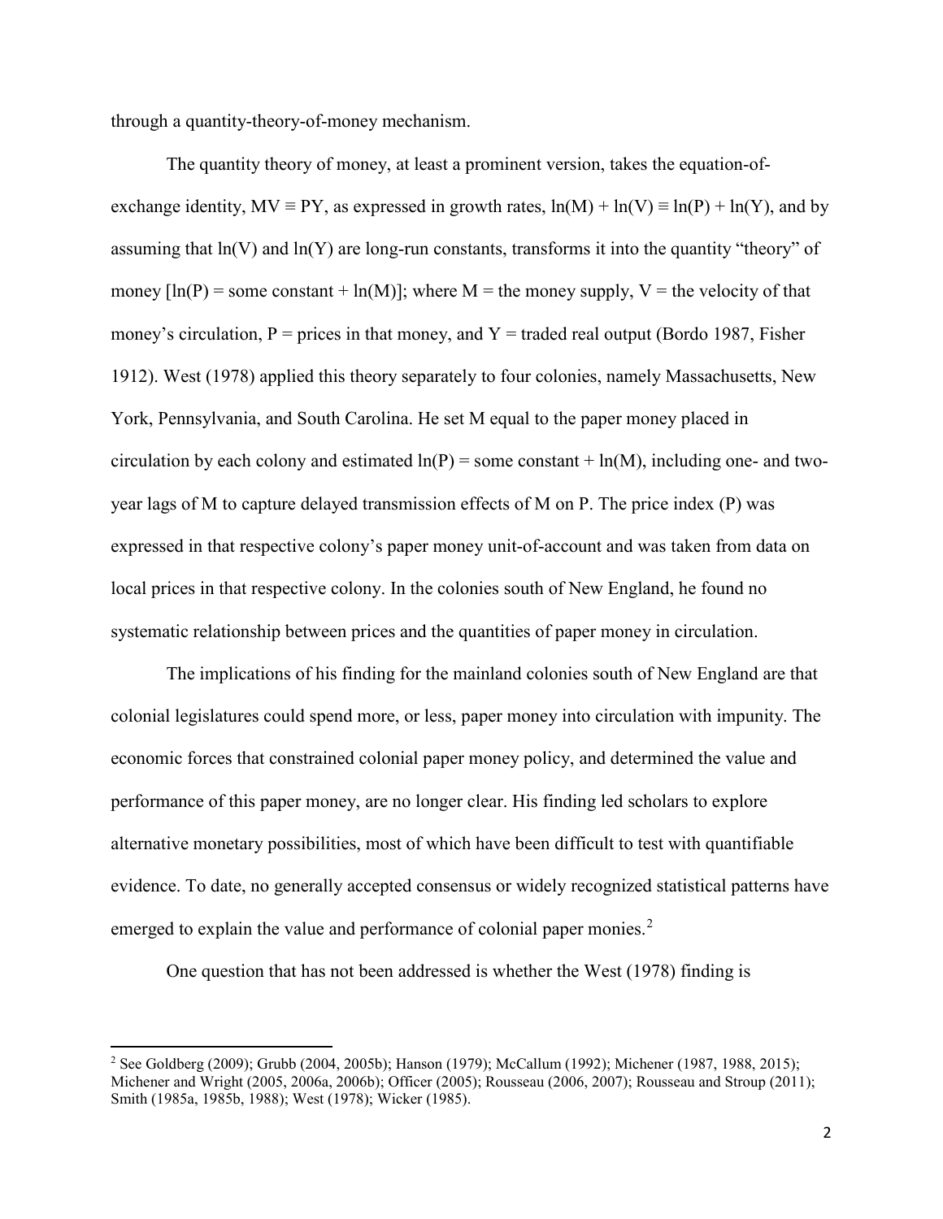through a quantity-theory-of-money mechanism.

The quantity theory of money, at least a prominent version, takes the equation-of-exchange identity, $MV \equiv PY$, as expressed in growth rates, $\ln(M) + \ln(V) \equiv \ln(P) + \ln(Y)$, and by assuming that $\ln(V)$ and $\ln(Y)$ are long-run constants, transforms it into the quantity "theory" of money [$\ln(P)$ = some constant + $\ln(M)$]; where M = the money supply, V = the velocity of that money's circulation, P = prices in that money, and Y = traded real output (Bordo 1987, Fisher 1912). West (1978) applied this theory separately to four colonies, namely Massachusetts, New York, Pennsylvania, and South Carolina. He set M equal to the paper money placed in circulation by each colony and estimated $\ln(P)$ = some constant + $\ln(M)$, including one- and two-year lags of M to capture delayed transmission effects of M on P. The price index (P) was expressed in that respective colony's paper money unit-of-account and was taken from data on local prices in that respective colony. In the colonies south of New England, he found no systematic relationship between prices and the quantities of paper money in circulation.

The implications of his finding for the mainland colonies south of New England are that colonial legislatures could spend more, or less, paper money into circulation with impunity. The economic forces that constrained colonial paper money policy, and determined the value and performance of this paper money, are no longer clear. His finding led scholars to explore alternative monetary possibilities, most of which have been difficult to test with quantifiable evidence. To date, no generally accepted consensus or widely recognized statistical patterns have emerged to explain the value and performance of colonial paper monies.[2]

One question that has not been addressed is whether the West (1978) finding is

[2] See Goldberg (2009); Grubb (2004, 2005b); Hanson (1979); McCallum (1992); Michener (1987, 1988, 2015); Michener and Wright (2005, 2006a, 2006b); Officer (2005); Rousseau (2006, 2007); Rousseau and Stroup (2011); Smith (1985a, 1985b, 1988); West (1978); Wicker (1985).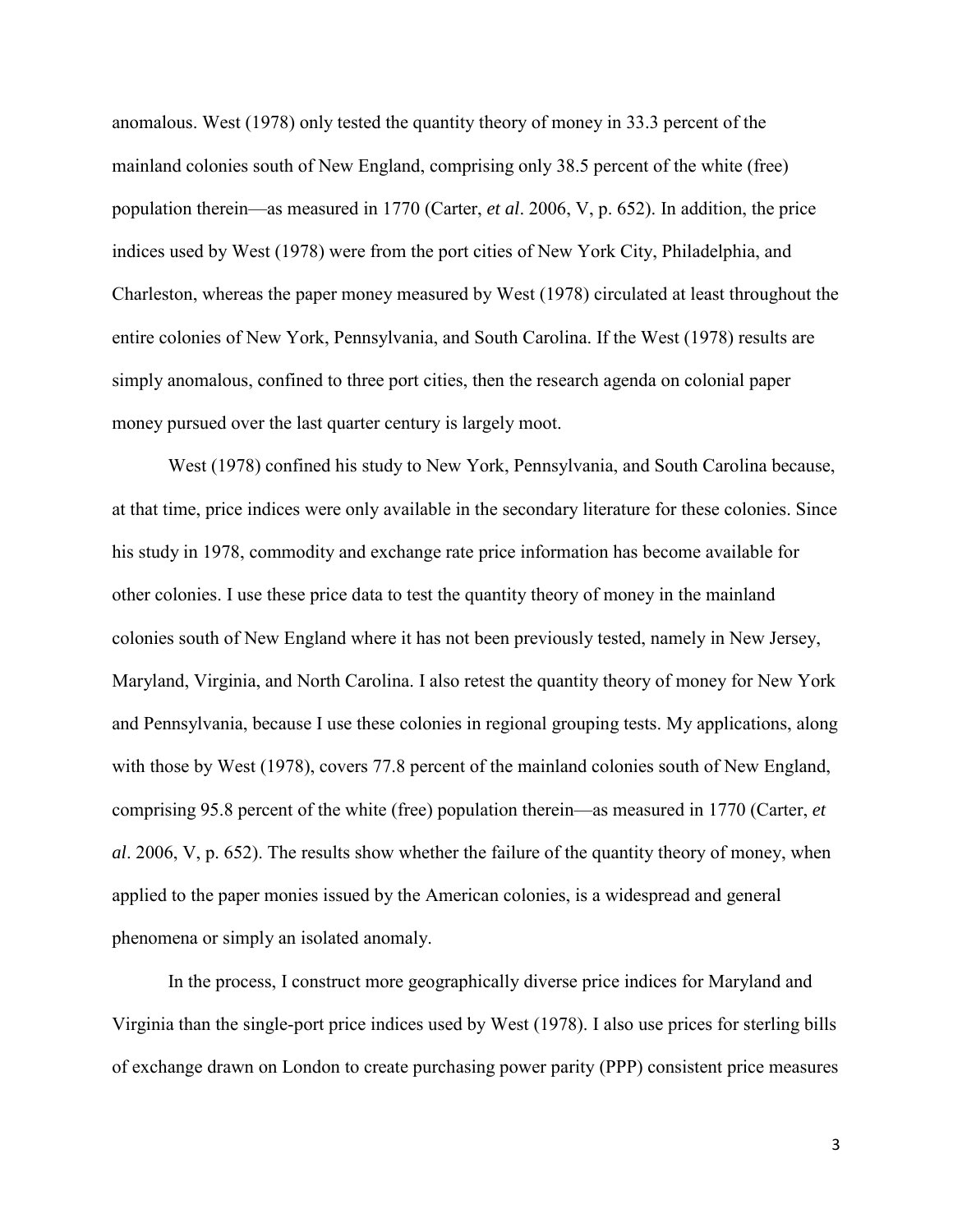anomalous. West (1978) only tested the quantity theory of money in 33.3 percent of the mainland colonies south of New England, comprising only 38.5 percent of the white (free) population therein—as measured in 1770 (Carter, *et al*. 2006, V, p. 652). In addition, the price indices used by West (1978) were from the port cities of New York City, Philadelphia, and Charleston, whereas the paper money measured by West (1978) circulated at least throughout the entire colonies of New York, Pennsylvania, and South Carolina. If the West (1978) results are simply anomalous, confined to three port cities, then the research agenda on colonial paper money pursued over the last quarter century is largely moot.

West (1978) confined his study to New York, Pennsylvania, and South Carolina because, at that time, price indices were only available in the secondary literature for these colonies. Since his study in 1978, commodity and exchange rate price information has become available for other colonies. I use these price data to test the quantity theory of money in the mainland colonies south of New England where it has not been previously tested, namely in New Jersey, Maryland, Virginia, and North Carolina. I also retest the quantity theory of money for New York and Pennsylvania, because I use these colonies in regional grouping tests. My applications, along with those by West (1978), covers 77.8 percent of the mainland colonies south of New England, comprising 95.8 percent of the white (free) population therein—as measured in 1770 (Carter, *et al*. 2006, V, p. 652). The results show whether the failure of the quantity theory of money, when applied to the paper monies issued by the American colonies, is a widespread and general phenomena or simply an isolated anomaly.

In the process, I construct more geographically diverse price indices for Maryland and Virginia than the single-port price indices used by West (1978). I also use prices for sterling bills of exchange drawn on London to create purchasing power parity (PPP) consistent price measures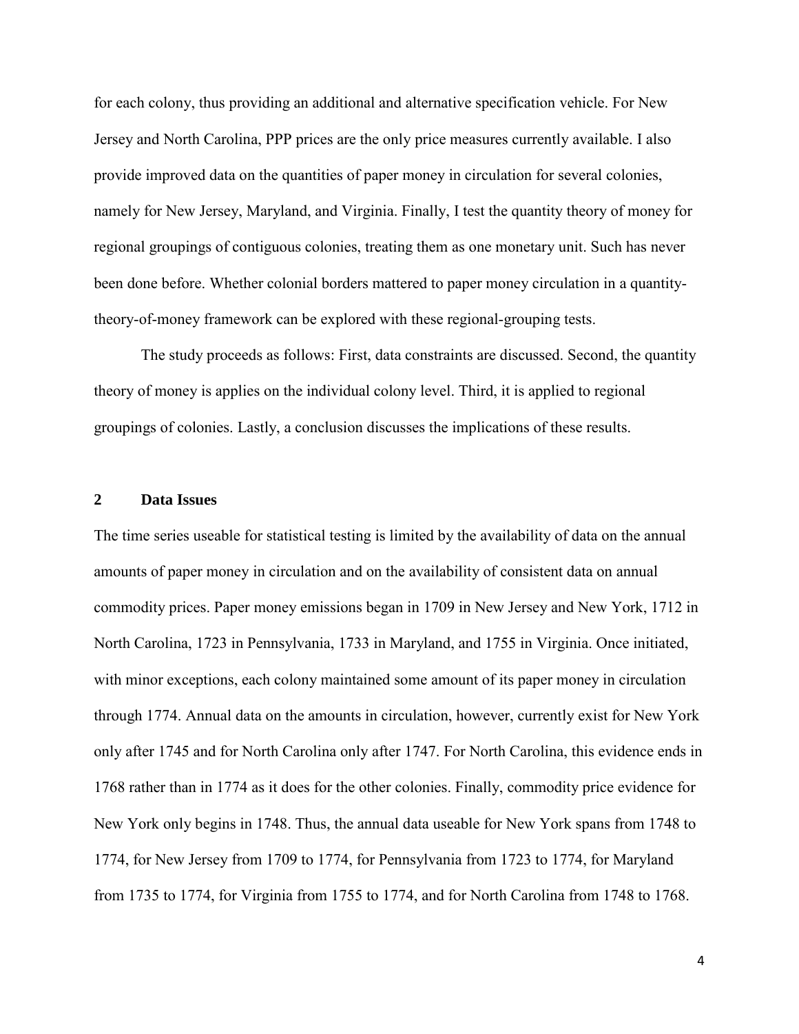for each colony, thus providing an additional and alternative specification vehicle. For New Jersey and North Carolina, PPP prices are the only price measures currently available. I also provide improved data on the quantities of paper money in circulation for several colonies, namely for New Jersey, Maryland, and Virginia. Finally, I test the quantity theory of money for regional groupings of contiguous colonies, treating them as one monetary unit. Such has never been done before. Whether colonial borders mattered to paper money circulation in a quantity-theory-of-money framework can be explored with these regional-grouping tests.

The study proceeds as follows: First, data constraints are discussed. Second, the quantity theory of money is applies on the individual colony level. Third, it is applied to regional groupings of colonies. Lastly, a conclusion discusses the implications of these results.

## 2 Data Issues

The time series useable for statistical testing is limited by the availability of data on the annual amounts of paper money in circulation and on the availability of consistent data on annual commodity prices. Paper money emissions began in 1709 in New Jersey and New York, 1712 in North Carolina, 1723 in Pennsylvania, 1733 in Maryland, and 1755 in Virginia. Once initiated, with minor exceptions, each colony maintained some amount of its paper money in circulation through 1774. Annual data on the amounts in circulation, however, currently exist for New York only after 1745 and for North Carolina only after 1747. For North Carolina, this evidence ends in 1768 rather than in 1774 as it does for the other colonies. Finally, commodity price evidence for New York only begins in 1748. Thus, the annual data useable for New York spans from 1748 to 1774, for New Jersey from 1709 to 1774, for Pennsylvania from 1723 to 1774, for Maryland from 1735 to 1774, for Virginia from 1755 to 1774, and for North Carolina from 1748 to 1768.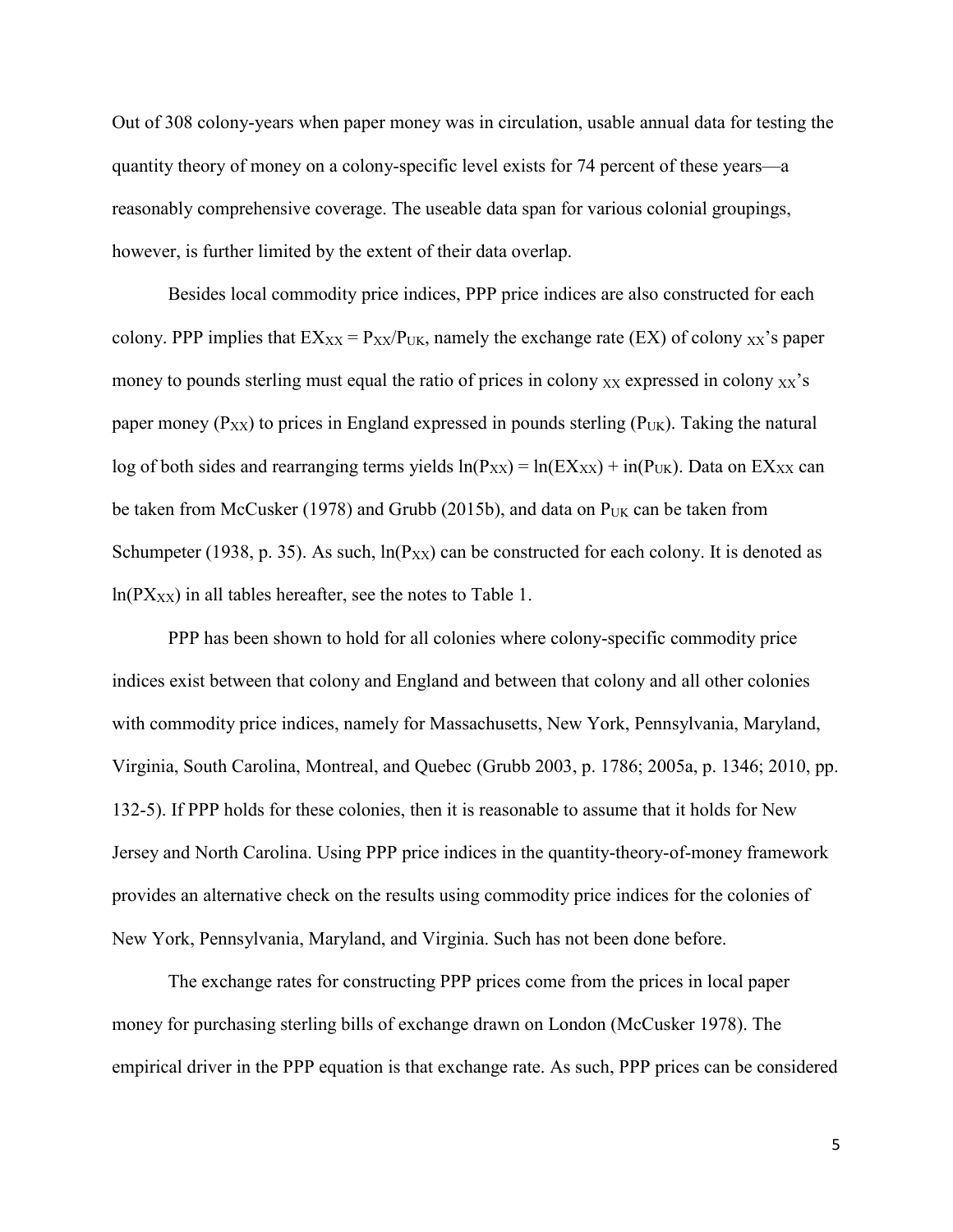Out of 308 colony-years when paper money was in circulation, usable annual data for testing the quantity theory of money on a colony-specific level exists for 74 percent of these years—a reasonably comprehensive coverage. The useable data span for various colonial groupings, however, is further limited by the extent of their data overlap.

Besides local commodity price indices, PPP price indices are also constructed for each colony. PPP implies that $EX_{XX} = P_{XX}/P_{UK}$, namely the exchange rate (EX) of colony $_{XX}$'s paper money to pounds sterling must equal the ratio of prices in colony $_{XX}$ expressed in colony $_{XX}$'s paper money ($P_{XX}$) to prices in England expressed in pounds sterling ($P_{UK}$). Taking the natural log of both sides and rearranging terms yields $\ln(P_{XX}) = \ln(EX_{XX}) + in(P_{UK})$. Data on $EX_{XX}$ can be taken from McCusker (1978) and Grubb (2015b), and data on $P_{UK}$ can be taken from Schumpeter (1938, p. 35). As such, $\ln(P_{XX})$ can be constructed for each colony. It is denoted as $\ln(PX_{XX})$ in all tables hereafter, see the notes to Table 1.

PPP has been shown to hold for all colonies where colony-specific commodity price indices exist between that colony and England and between that colony and all other colonies with commodity price indices, namely for Massachusetts, New York, Pennsylvania, Maryland, Virginia, South Carolina, Montreal, and Quebec (Grubb 2003, p. 1786; 2005a, p. 1346; 2010, pp. 132-5). If PPP holds for these colonies, then it is reasonable to assume that it holds for New Jersey and North Carolina. Using PPP price indices in the quantity-theory-of-money framework provides an alternative check on the results using commodity price indices for the colonies of New York, Pennsylvania, Maryland, and Virginia. Such has not been done before.

The exchange rates for constructing PPP prices come from the prices in local paper money for purchasing sterling bills of exchange drawn on London (McCusker 1978). The empirical driver in the PPP equation is that exchange rate. As such, PPP prices can be considered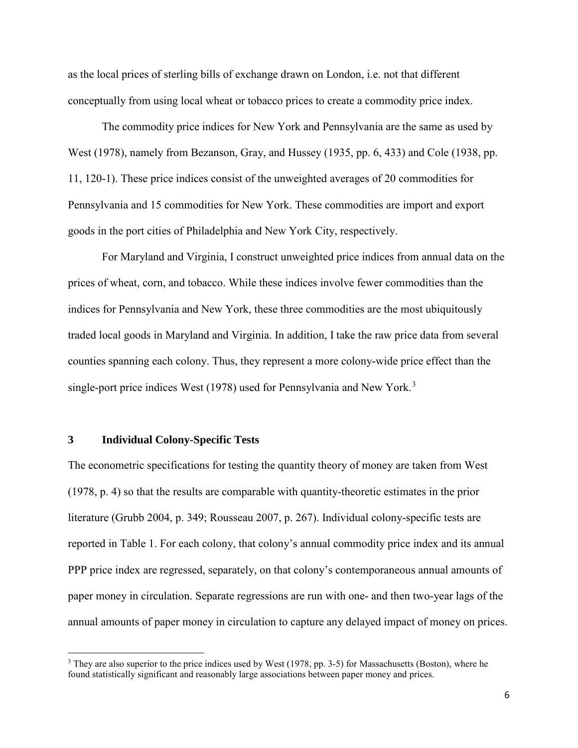as the local prices of sterling bills of exchange drawn on London, i.e. not that different conceptually from using local wheat or tobacco prices to create a commodity price index.

The commodity price indices for New York and Pennsylvania are the same as used by West (1978), namely from Bezanson, Gray, and Hussey (1935, pp. 6, 433) and Cole (1938, pp. 11, 120-1). These price indices consist of the unweighted averages of 20 commodities for Pennsylvania and 15 commodities for New York. These commodities are import and export goods in the port cities of Philadelphia and New York City, respectively.

For Maryland and Virginia, I construct unweighted price indices from annual data on the prices of wheat, corn, and tobacco. While these indices involve fewer commodities than the indices for Pennsylvania and New York, these three commodities are the most ubiquitously traded local goods in Maryland and Virginia. In addition, I take the raw price data from several counties spanning each colony. Thus, they represent a more colony-wide price effect than the single-port price indices West (1978) used for Pennsylvania and New York.[3]

## 3 Individual Colony-Specific Tests

The econometric specifications for testing the quantity theory of money are taken from West (1978, p. 4) so that the results are comparable with quantity-theoretic estimates in the prior literature (Grubb 2004, p. 349; Rousseau 2007, p. 267). Individual colony-specific tests are reported in Table 1. For each colony, that colony's annual commodity price index and its annual PPP price index are regressed, separately, on that colony's contemporaneous annual amounts of paper money in circulation. Separate regressions are run with one- and then two-year lags of the annual amounts of paper money in circulation to capture any delayed impact of money on prices.

[3] They are also superior to the price indices used by West (1978, pp. 3-5) for Massachusetts (Boston), where he found statistically significant and reasonably large associations between paper money and prices.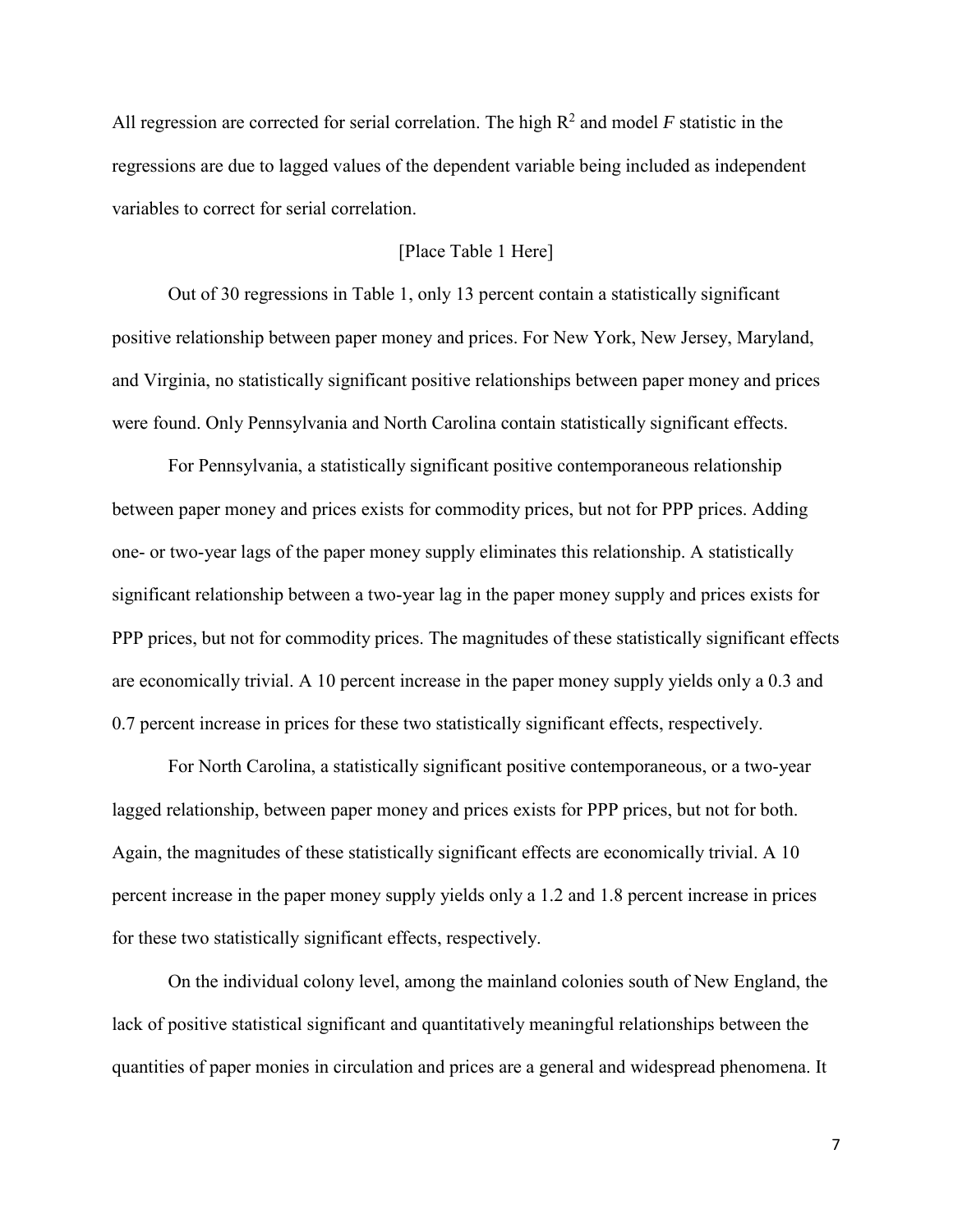All regression are corrected for serial correlation. The high $R^2$ and model *F* statistic in the regressions are due to lagged values of the dependent variable being included as independent variables to correct for serial correlation.

[Place Table 1 Here]

Out of 30 regressions in Table 1, only 13 percent contain a statistically significant positive relationship between paper money and prices. For New York, New Jersey, Maryland, and Virginia, no statistically significant positive relationships between paper money and prices were found. Only Pennsylvania and North Carolina contain statistically significant effects.

For Pennsylvania, a statistically significant positive contemporaneous relationship between paper money and prices exists for commodity prices, but not for PPP prices. Adding one- or two-year lags of the paper money supply eliminates this relationship. A statistically significant relationship between a two-year lag in the paper money supply and prices exists for PPP prices, but not for commodity prices. The magnitudes of these statistically significant effects are economically trivial. A 10 percent increase in the paper money supply yields only a 0.3 and 0.7 percent increase in prices for these two statistically significant effects, respectively.

For North Carolina, a statistically significant positive contemporaneous, or a two-year lagged relationship, between paper money and prices exists for PPP prices, but not for both. Again, the magnitudes of these statistically significant effects are economically trivial. A 10 percent increase in the paper money supply yields only a 1.2 and 1.8 percent increase in prices for these two statistically significant effects, respectively.

On the individual colony level, among the mainland colonies south of New England, the lack of positive statistical significant and quantitatively meaningful relationships between the quantities of paper monies in circulation and prices are a general and widespread phenomena. It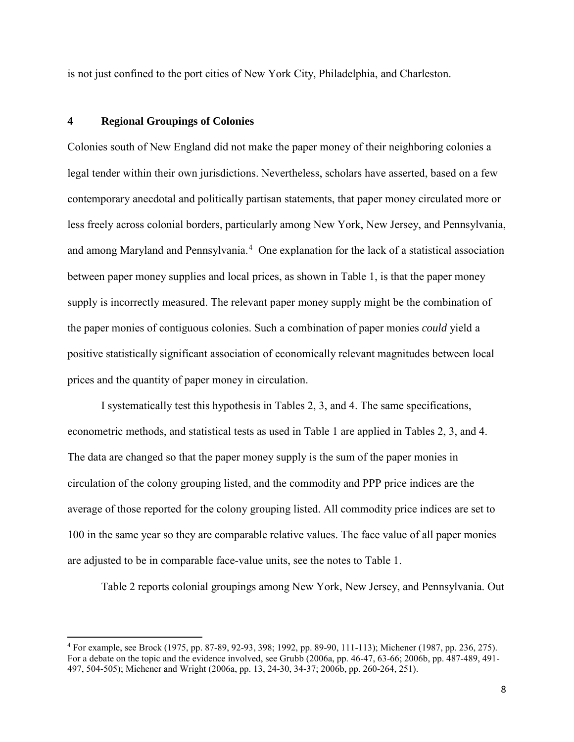is not just confined to the port cities of New York City, Philadelphia, and Charleston.

## 4 Regional Groupings of Colonies

Colonies south of New England did not make the paper money of their neighboring colonies a legal tender within their own jurisdictions. Nevertheless, scholars have asserted, based on a few contemporary anecdotal and politically partisan statements, that paper money circulated more or less freely across colonial borders, particularly among New York, New Jersey, and Pennsylvania, and among Maryland and Pennsylvania.[4] One explanation for the lack of a statistical association between paper money supplies and local prices, as shown in Table 1, is that the paper money supply is incorrectly measured. The relevant paper money supply might be the combination of the paper monies of contiguous colonies. Such a combination of paper monies *could* yield a positive statistically significant association of economically relevant magnitudes between local prices and the quantity of paper money in circulation.

I systematically test this hypothesis in Tables 2, 3, and 4. The same specifications, econometric methods, and statistical tests as used in Table 1 are applied in Tables 2, 3, and 4. The data are changed so that the paper money supply is the sum of the paper monies in circulation of the colony grouping listed, and the commodity and PPP price indices are the average of those reported for the colony grouping listed. All commodity price indices are set to 100 in the same year so they are comparable relative values. The face value of all paper monies are adjusted to be in comparable face-value units, see the notes to Table 1.

Table 2 reports colonial groupings among New York, New Jersey, and Pennsylvania. Out

[4] For example, see Brock (1975, pp. 87-89, 92-93, 398; 1992, pp. 89-90, 111-113); Michener (1987, pp. 236, 275). For a debate on the topic and the evidence involved, see Grubb (2006a, pp. 46-47, 63-66; 2006b, pp. 487-489, 491-497, 504-505); Michener and Wright (2006a, pp. 13, 24-30, 34-37; 2006b, pp. 260-264, 251).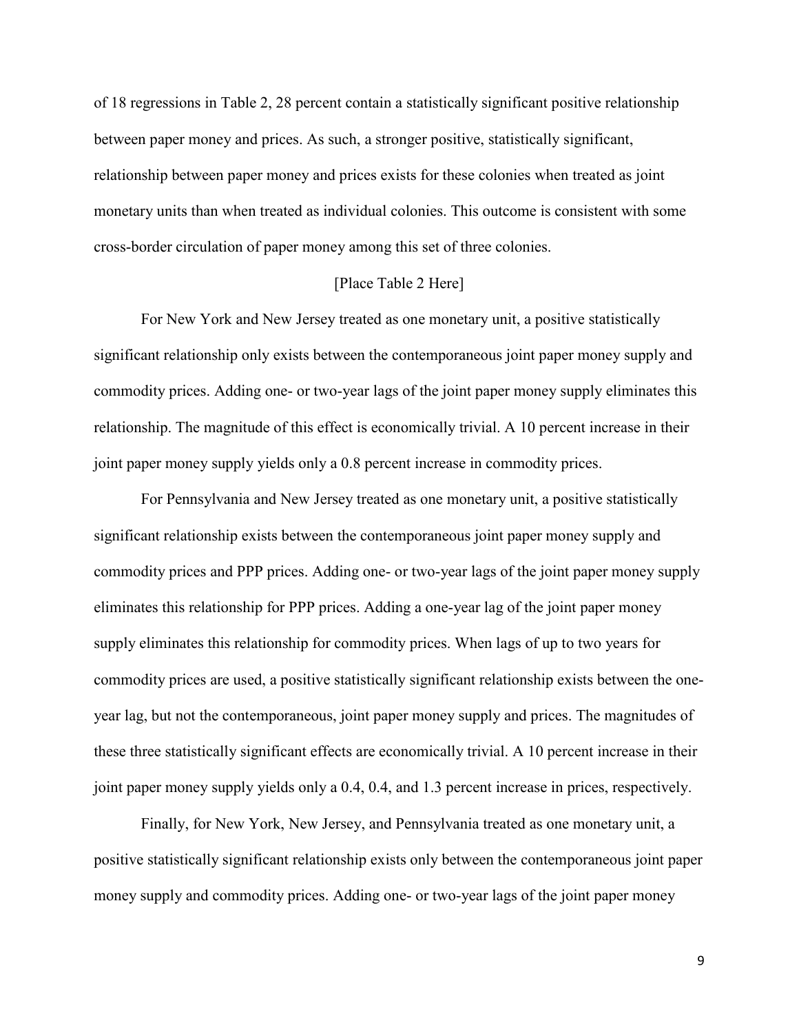of 18 regressions in Table 2, 28 percent contain a statistically significant positive relationship between paper money and prices. As such, a stronger positive, statistically significant, relationship between paper money and prices exists for these colonies when treated as joint monetary units than when treated as individual colonies. This outcome is consistent with some cross-border circulation of paper money among this set of three colonies.

[Place Table 2 Here]

For New York and New Jersey treated as one monetary unit, a positive statistically significant relationship only exists between the contemporaneous joint paper money supply and commodity prices. Adding one- or two-year lags of the joint paper money supply eliminates this relationship. The magnitude of this effect is economically trivial. A 10 percent increase in their joint paper money supply yields only a 0.8 percent increase in commodity prices.

For Pennsylvania and New Jersey treated as one monetary unit, a positive statistically significant relationship exists between the contemporaneous joint paper money supply and commodity prices and PPP prices. Adding one- or two-year lags of the joint paper money supply eliminates this relationship for PPP prices. Adding a one-year lag of the joint paper money supply eliminates this relationship for commodity prices. When lags of up to two years for commodity prices are used, a positive statistically significant relationship exists between the one-year lag, but not the contemporaneous, joint paper money supply and prices. The magnitudes of these three statistically significant effects are economically trivial. A 10 percent increase in their joint paper money supply yields only a 0.4, 0.4, and 1.3 percent increase in prices, respectively.

Finally, for New York, New Jersey, and Pennsylvania treated as one monetary unit, a positive statistically significant relationship exists only between the contemporaneous joint paper money supply and commodity prices. Adding one- or two-year lags of the joint paper money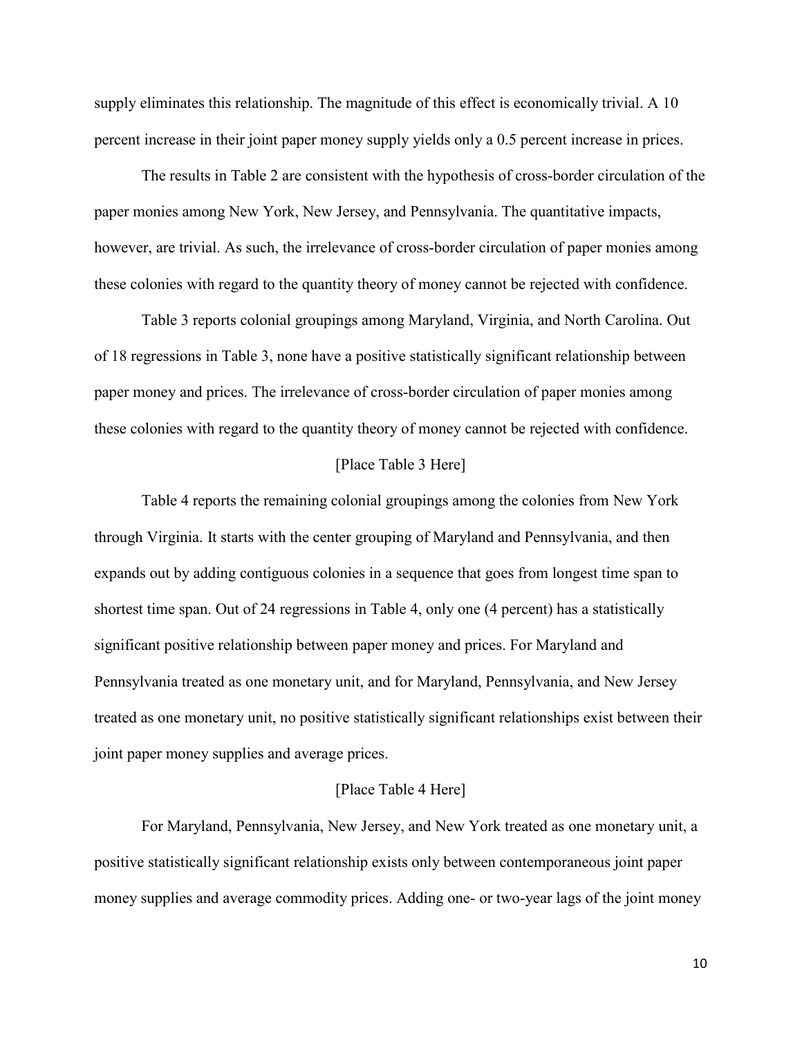supply eliminates this relationship. The magnitude of this effect is economically trivial. A 10 percent increase in their joint paper money supply yields only a 0.5 percent increase in prices.

The results in Table 2 are consistent with the hypothesis of cross-border circulation of the paper monies among New York, New Jersey, and Pennsylvania. The quantitative impacts, however, are trivial. As such, the irrelevance of cross-border circulation of paper monies among these colonies with regard to the quantity theory of money cannot be rejected with confidence.

Table 3 reports colonial groupings among Maryland, Virginia, and North Carolina. Out of 18 regressions in Table 3, none have a positive statistically significant relationship between paper money and prices. The irrelevance of cross-border circulation of paper monies among these colonies with regard to the quantity theory of money cannot be rejected with confidence.

[Place Table 3 Here]

Table 4 reports the remaining colonial groupings among the colonies from New York through Virginia. It starts with the center grouping of Maryland and Pennsylvania, and then expands out by adding contiguous colonies in a sequence that goes from longest time span to shortest time span. Out of 24 regressions in Table 4, only one (4 percent) has a statistically significant positive relationship between paper money and prices. For Maryland and Pennsylvania treated as one monetary unit, and for Maryland, Pennsylvania, and New Jersey treated as one monetary unit, no positive statistically significant relationships exist between their joint paper money supplies and average prices.

[Place Table 4 Here]

For Maryland, Pennsylvania, New Jersey, and New York treated as one monetary unit, a positive statistically significant relationship exists only between contemporaneous joint paper money supplies and average commodity prices. Adding one- or two-year lags of the joint money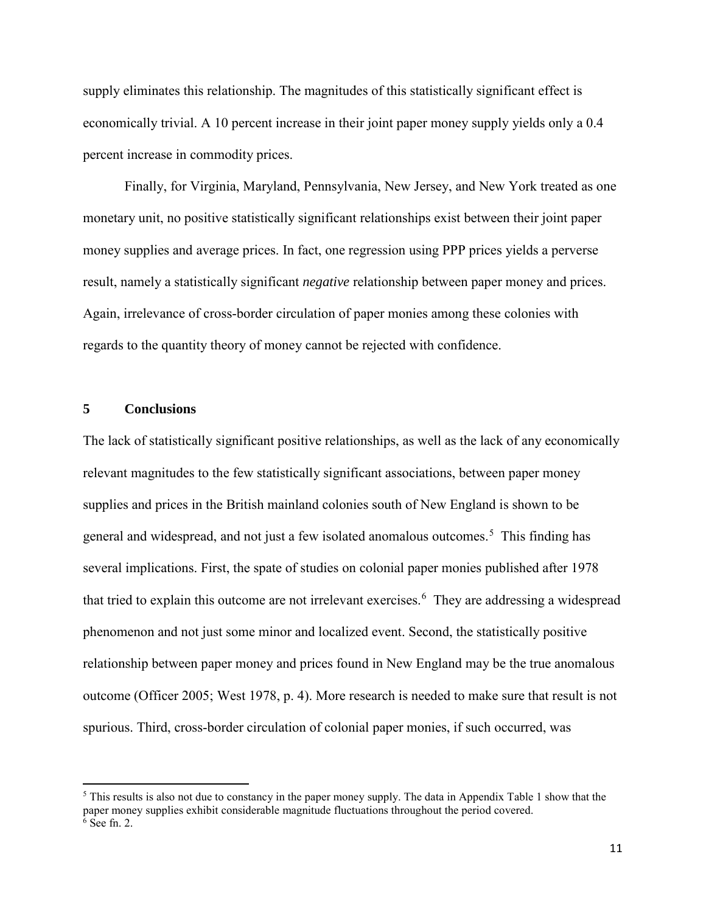supply eliminates this relationship. The magnitudes of this statistically significant effect is economically trivial. A 10 percent increase in their joint paper money supply yields only a 0.4 percent increase in commodity prices.

Finally, for Virginia, Maryland, Pennsylvania, New Jersey, and New York treated as one monetary unit, no positive statistically significant relationships exist between their joint paper money supplies and average prices. In fact, one regression using PPP prices yields a perverse result, namely a statistically significant *negative* relationship between paper money and prices. Again, irrelevance of cross-border circulation of paper monies among these colonies with regards to the quantity theory of money cannot be rejected with confidence.

## 5 Conclusions

The lack of statistically significant positive relationships, as well as the lack of any economically relevant magnitudes to the few statistically significant associations, between paper money supplies and prices in the British mainland colonies south of New England is shown to be general and widespread, and not just a few isolated anomalous outcomes.[5] This finding has several implications. First, the spate of studies on colonial paper monies published after 1978 that tried to explain this outcome are not irrelevant exercises.[6] They are addressing a widespread phenomenon and not just some minor and localized event. Second, the statistically positive relationship between paper money and prices found in New England may be the true anomalous outcome (Officer 2005; West 1978, p. 4). More research is needed to make sure that result is not spurious. Third, cross-border circulation of colonial paper monies, if such occurred, was

---

[5] This results is also not due to constancy in the paper money supply. The data in Appendix Table 1 show that the paper money supplies exhibit considerable magnitude fluctuations throughout the period covered.

[6] See fn. 2.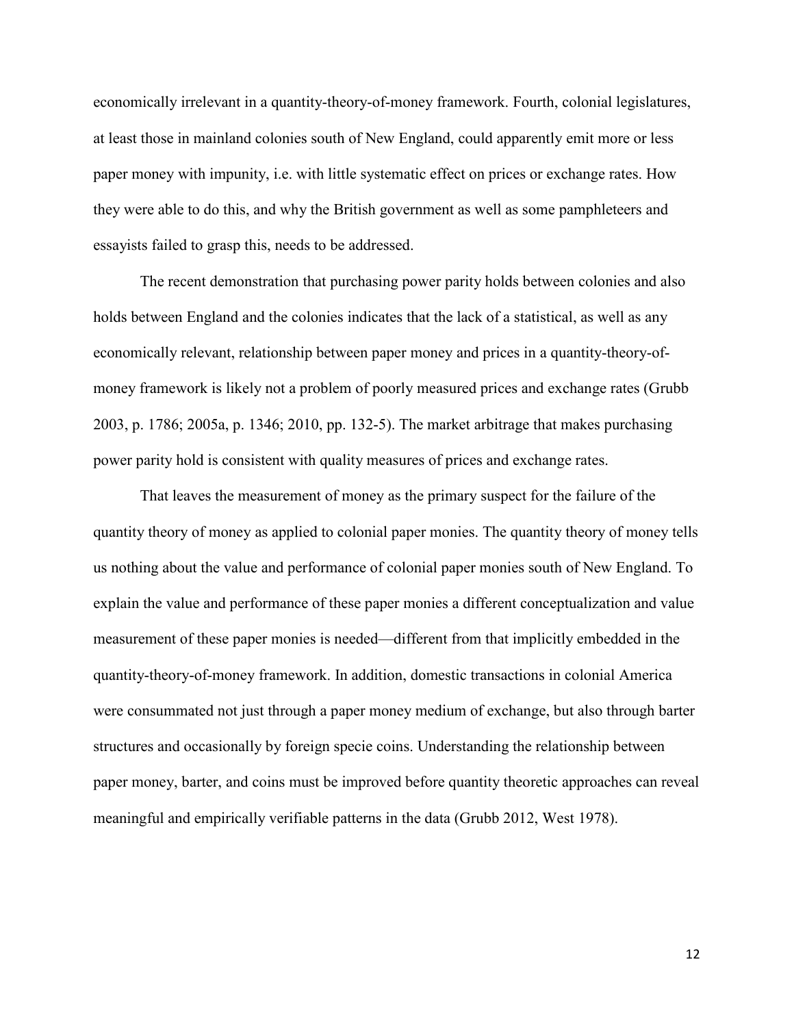economically irrelevant in a quantity-theory-of-money framework. Fourth, colonial legislatures, at least those in mainland colonies south of New England, could apparently emit more or less paper money with impunity, i.e. with little systematic effect on prices or exchange rates. How they were able to do this, and why the British government as well as some pamphleteers and essayists failed to grasp this, needs to be addressed.

The recent demonstration that purchasing power parity holds between colonies and also holds between England and the colonies indicates that the lack of a statistical, as well as any economically relevant, relationship between paper money and prices in a quantity-theory-of-money framework is likely not a problem of poorly measured prices and exchange rates (Grubb 2003, p. 1786; 2005a, p. 1346; 2010, pp. 132-5). The market arbitrage that makes purchasing power parity hold is consistent with quality measures of prices and exchange rates.

That leaves the measurement of money as the primary suspect for the failure of the quantity theory of money as applied to colonial paper monies. The quantity theory of money tells us nothing about the value and performance of colonial paper monies south of New England. To explain the value and performance of these paper monies a different conceptualization and value measurement of these paper monies is needed—different from that implicitly embedded in the quantity-theory-of-money framework. In addition, domestic transactions in colonial America were consummated not just through a paper money medium of exchange, but also through barter structures and occasionally by foreign specie coins. Understanding the relationship between paper money, barter, and coins must be improved before quantity theoretic approaches can reveal meaningful and empirically verifiable patterns in the data (Grubb 2012, West 1978).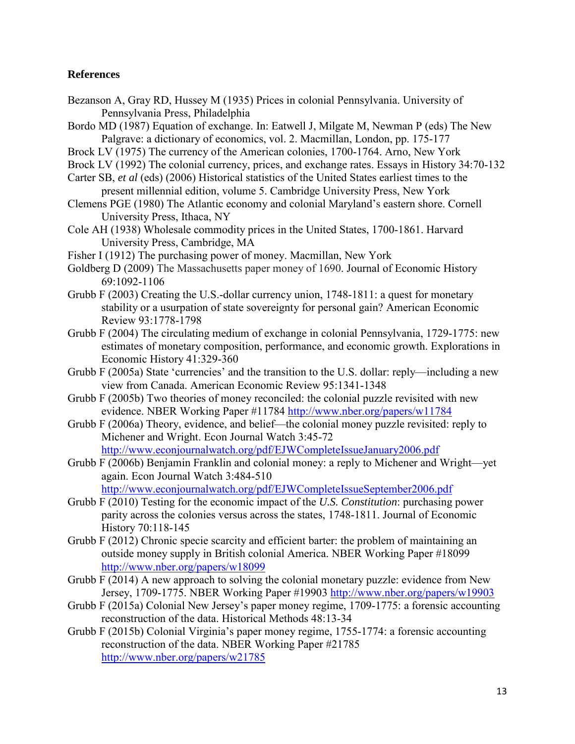**References**

Bezanson A, Gray RD, Hussey M (1935) Prices in colonial Pennsylvania. University of Pennsylvania Press, Philadelphia

Bordo MD (1987) Equation of exchange. In: Eatwell J, Milgate M, Newman P (eds) The New Palgrave: a dictionary of economics, vol. 2. Macmillan, London, pp. 175-177

Brock LV (1975) The currency of the American colonies, 1700-1764. Arno, New York

Brock LV (1992) The colonial currency, prices, and exchange rates. Essays in History 34:70-132

Carter SB, *et al* (eds) (2006) Historical statistics of the United States earliest times to the present millennial edition, volume 5. Cambridge University Press, New York

Clemens PGE (1980) The Atlantic economy and colonial Maryland's eastern shore. Cornell University Press, Ithaca, NY

Cole AH (1938) Wholesale commodity prices in the United States, 1700-1861. Harvard University Press, Cambridge, MA

Fisher I (1912) The purchasing power of money. Macmillan, New York

Goldberg D (2009) The Massachusetts paper money of 1690. Journal of Economic History 69:1092-1106

Grubb F (2003) Creating the U.S.-dollar currency union, 1748-1811: a quest for monetary stability or a usurpation of state sovereignty for personal gain? American Economic Review 93:1778-1798

Grubb F (2004) The circulating medium of exchange in colonial Pennsylvania, 1729-1775: new estimates of monetary composition, performance, and economic growth. Explorations in Economic History 41:329-360

Grubb F (2005a) State 'currencies' and the transition to the U.S. dollar: reply—including a new view from Canada. American Economic Review 95:1341-1348

Grubb F (2005b) Two theories of money reconciled: the colonial puzzle revisited with new evidence. NBER Working Paper #11784 http://www.nber.org/papers/w11784

Grubb F (2006a) Theory, evidence, and belief—the colonial money puzzle revisited: reply to Michener and Wright. Econ Journal Watch 3:45-72 http://www.econjournalwatch.org/pdf/EJWCompleteIssueJanuary2006.pdf

Grubb F (2006b) Benjamin Franklin and colonial money: a reply to Michener and Wright—yet again. Econ Journal Watch 3:484-510 http://www.econjournalwatch.org/pdf/EJWCompleteIssueSeptember2006.pdf

Grubb F (2010) Testing for the economic impact of the *U.S. Constitution*: purchasing power parity across the colonies versus across the states, 1748-1811. Journal of Economic History 70:118-145

Grubb F (2012) Chronic specie scarcity and efficient barter: the problem of maintaining an outside money supply in British colonial America. NBER Working Paper #18099 http://www.nber.org/papers/w18099

Grubb F (2014) A new approach to solving the colonial monetary puzzle: evidence from New Jersey, 1709-1775. NBER Working Paper #19903 http://www.nber.org/papers/w19903

Grubb F (2015a) Colonial New Jersey's paper money regime, 1709-1775: a forensic accounting reconstruction of the data. Historical Methods 48:13-34

Grubb F (2015b) Colonial Virginia's paper money regime, 1755-1774: a forensic accounting reconstruction of the data. NBER Working Paper #21785 http://www.nber.org/papers/w21785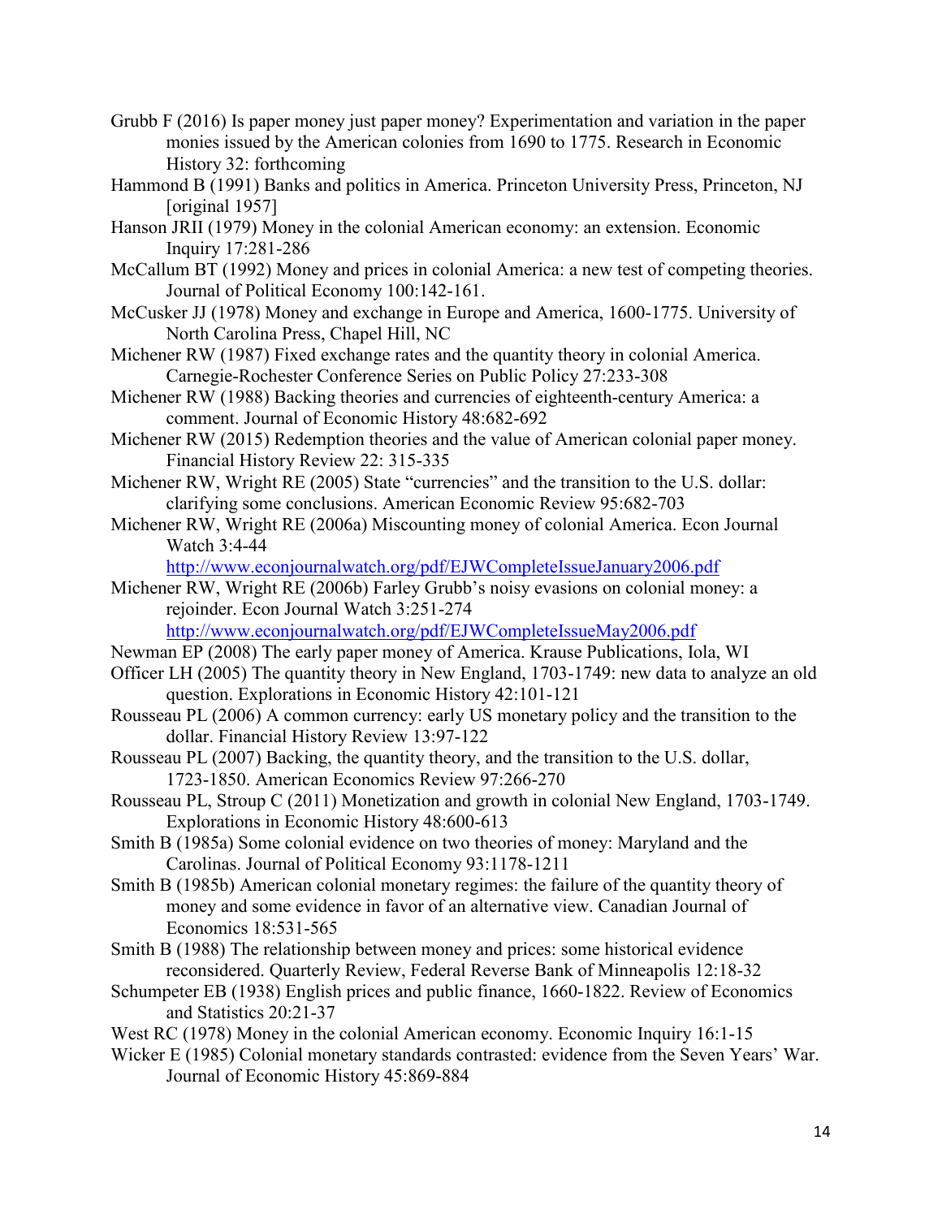Grubb F (2016) Is paper money just paper money? Experimentation and variation in the paper monies issued by the American colonies from 1690 to 1775. Research in Economic History 32: forthcoming

Hammond B (1991) Banks and politics in America. Princeton University Press, Princeton, NJ [original 1957]

Hanson JRII (1979) Money in the colonial American economy: an extension. Economic Inquiry 17:281-286

McCallum BT (1992) Money and prices in colonial America: a new test of competing theories. Journal of Political Economy 100:142-161.

McCusker JJ (1978) Money and exchange in Europe and America, 1600-1775. University of North Carolina Press, Chapel Hill, NC

Michener RW (1987) Fixed exchange rates and the quantity theory in colonial America. Carnegie-Rochester Conference Series on Public Policy 27:233-308

Michener RW (1988) Backing theories and currencies of eighteenth-century America: a comment. Journal of Economic History 48:682-692

Michener RW (2015) Redemption theories and the value of American colonial paper money. Financial History Review 22: 315-335

Michener RW, Wright RE (2005) State "currencies" and the transition to the U.S. dollar: clarifying some conclusions. American Economic Review 95:682-703

Michener RW, Wright RE (2006a) Miscounting money of colonial America. Econ Journal Watch 3:4-44 http://www.econjournalwatch.org/pdf/EJWCompleteIssueJanuary2006.pdf

Michener RW, Wright RE (2006b) Farley Grubb's noisy evasions on colonial money: a rejoinder. Econ Journal Watch 3:251-274 http://www.econjournalwatch.org/pdf/EJWCompleteIssueMay2006.pdf

Newman EP (2008) The early paper money of America. Krause Publications, Iola, WI

Officer LH (2005) The quantity theory in New England, 1703-1749: new data to analyze an old question. Explorations in Economic History 42:101-121

Rousseau PL (2006) A common currency: early US monetary policy and the transition to the dollar. Financial History Review 13:97-122

Rousseau PL (2007) Backing, the quantity theory, and the transition to the U.S. dollar, 1723-1850. American Economics Review 97:266-270

Rousseau PL, Stroup C (2011) Monetization and growth in colonial New England, 1703-1749. Explorations in Economic History 48:600-613

Smith B (1985a) Some colonial evidence on two theories of money: Maryland and the Carolinas. Journal of Political Economy 93:1178-1211

Smith B (1985b) American colonial monetary regimes: the failure of the quantity theory of money and some evidence in favor of an alternative view. Canadian Journal of Economics 18:531-565

Smith B (1988) The relationship between money and prices: some historical evidence reconsidered. Quarterly Review, Federal Reverse Bank of Minneapolis 12:18-32

Schumpeter EB (1938) English prices and public finance, 1660-1822. Review of Economics and Statistics 20:21-37

West RC (1978) Money in the colonial American economy. Economic Inquiry 16:1-15

Wicker E (1985) Colonial monetary standards contrasted: evidence from the Seven Years' War. Journal of Economic History 45:869-884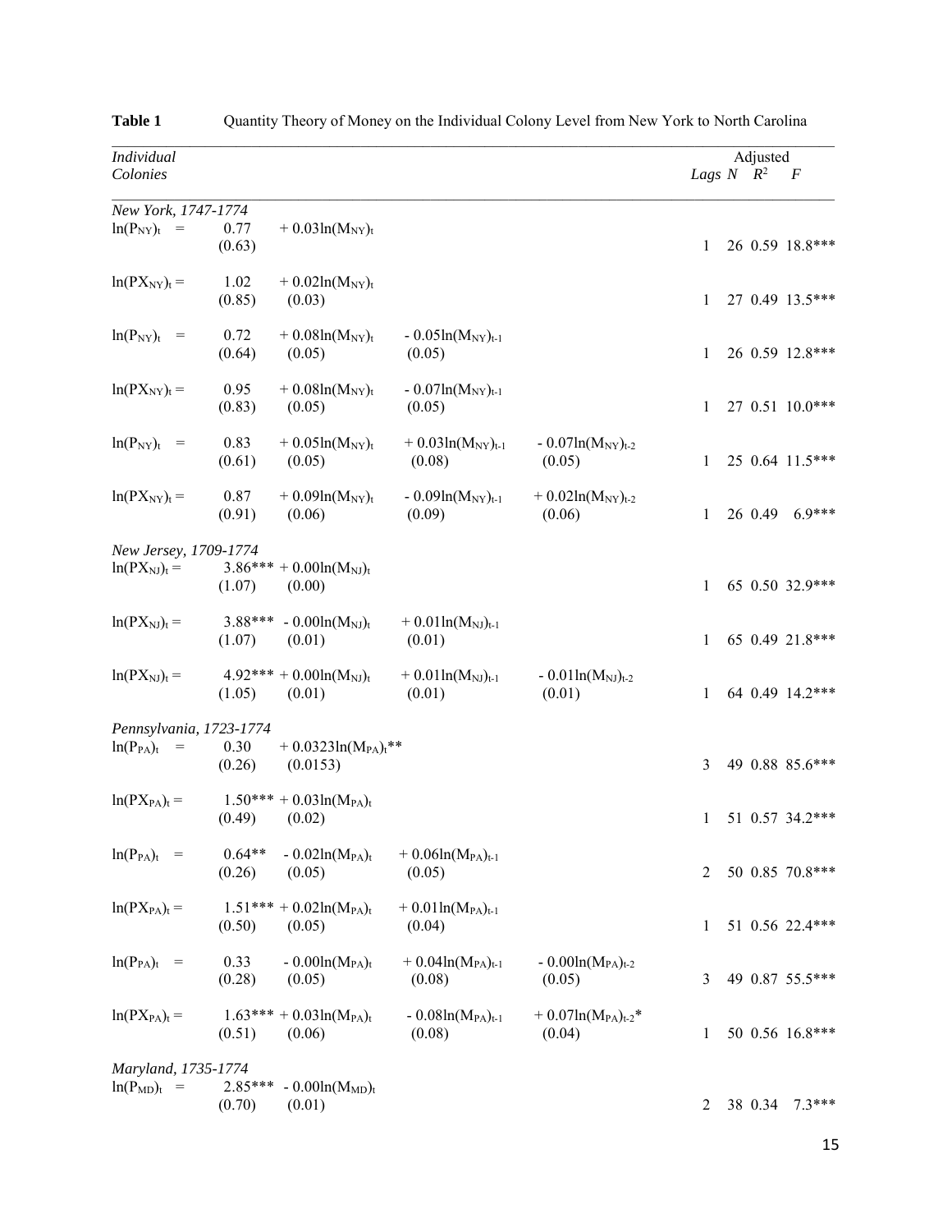**Table 1** Quantity Theory of Money on the Individual Colony Level from New York to North Carolina

| *Individual Colonies* | | | | | Lags | N | Adjusted $R^2$ | F |
|---|---|---|---|---|---|---|---|---|
| *New York, 1747-1774* | | | | | | | | |
| $\ln(P_{NY})_t$ = | 0.77 (0.63) | $+ 0.03\ln(M_{NY})_t$ | | | 1 | 26 | 0.59 | 18.8*** |
| $\ln(PX_{NY})_t$ = | 1.02 (0.85) | $+ 0.02\ln(M_{NY})_t$ (0.03) | | | 1 | 27 | 0.49 | 13.5*** |
| $\ln(P_{NY})_t$ = | 0.72 (0.64) | $+ 0.08\ln(M_{NY})_t$ (0.05) | $- 0.05\ln(M_{NY})_{t-1}$ (0.05) | | 1 | 26 | 0.59 | 12.8*** |
| $\ln(PX_{NY})_t$ = | 0.95 (0.83) | $+ 0.08\ln(M_{NY})_t$ (0.05) | $- 0.07\ln(M_{NY})_{t-1}$ (0.05) | | 1 | 27 | 0.51 | 10.0*** |
| $\ln(P_{NY})_t$ = | 0.83 (0.61) | $+ 0.05\ln(M_{NY})_t$ (0.05) | $+ 0.03\ln(M_{NY})_{t-1}$ (0.08) | $- 0.07\ln(M_{NY})_{t-2}$ (0.05) | 1 | 25 | 0.64 | 11.5*** |
| $\ln(PX_{NY})_t$ = | 0.87 (0.91) | $+ 0.09\ln(M_{NY})_t$ (0.06) | $- 0.09\ln(M_{NY})_{t-1}$ (0.09) | $+ 0.02\ln(M_{NY})_{t-2}$ (0.06) | 1 | 26 | 0.49 | 6.9*** |
| *New Jersey, 1709-1774* | | | | | | | | |
| $\ln(PX_{NJ})_t$ = | 3.86*** (1.07) | $+ 0.00\ln(M_{NJ})_t$ (0.00) | | | 1 | 65 | 0.50 | 32.9*** |
| $\ln(PX_{NJ})_t$ = | 3.88*** (1.07) | $- 0.00\ln(M_{NJ})_t$ (0.01) | $+ 0.01\ln(M_{NJ})_{t-1}$ (0.01) | | 1 | 65 | 0.49 | 21.8*** |
| $\ln(PX_{NJ})_t$ = | 4.92*** (1.05) | $+ 0.00\ln(M_{NJ})_t$ (0.01) | $+ 0.01\ln(M_{NJ})_{t-1}$ (0.01) | $- 0.01\ln(M_{NJ})_{t-2}$ (0.01) | 1 | 64 | 0.49 | 14.2*** |
| *Pennsylvania, 1723-1774* | | | | | | | | |
| $\ln(P_{PA})_t$ = | 0.30 (0.26) | $+ 0.0323\ln(M_{PA})_t$** (0.0153) | | | 3 | 49 | 0.88 | 85.6*** |
| $\ln(PX_{PA})_t$ = | 1.50*** (0.49) | $+ 0.03\ln(M_{PA})_t$ (0.02) | | | 1 | 51 | 0.57 | 34.2*** |
| $\ln(P_{PA})_t$ = | 0.64** (0.26) | $- 0.02\ln(M_{PA})_t$ (0.05) | $+ 0.06\ln(M_{PA})_{t-1}$ (0.05) | | 2 | 50 | 0.85 | 70.8*** |
| $\ln(PX_{PA})_t$ = | 1.51*** (0.50) | $+ 0.02\ln(M_{PA})_t$ (0.05) | $+ 0.01\ln(M_{PA})_{t-1}$ (0.04) | | 1 | 51 | 0.56 | 22.4*** |
| $\ln(P_{PA})_t$ = | 0.33 (0.28) | $- 0.00\ln(M_{PA})_t$ (0.05) | $+ 0.04\ln(M_{PA})_{t-1}$ (0.08) | $- 0.00\ln(M_{PA})_{t-2}$ (0.05) | 3 | 49 | 0.87 | 55.5*** |
| $\ln(PX_{PA})_t$ = | 1.63*** (0.51) | $+ 0.03\ln(M_{PA})_t$ (0.06) | $- 0.08\ln(M_{PA})_{t-1}$ (0.08) | $+ 0.07\ln(M_{PA})_{t-2}$* (0.04) | 1 | 50 | 0.56 | 16.8*** |
| *Maryland, 1735-1774* | | | | | | | | |
| $\ln(P_{MD})_t$ = | 2.85*** (0.70) | $- 0.00\ln(M_{MD})_t$ (0.01) | | | 2 | 38 | 0.34 | 7.3*** |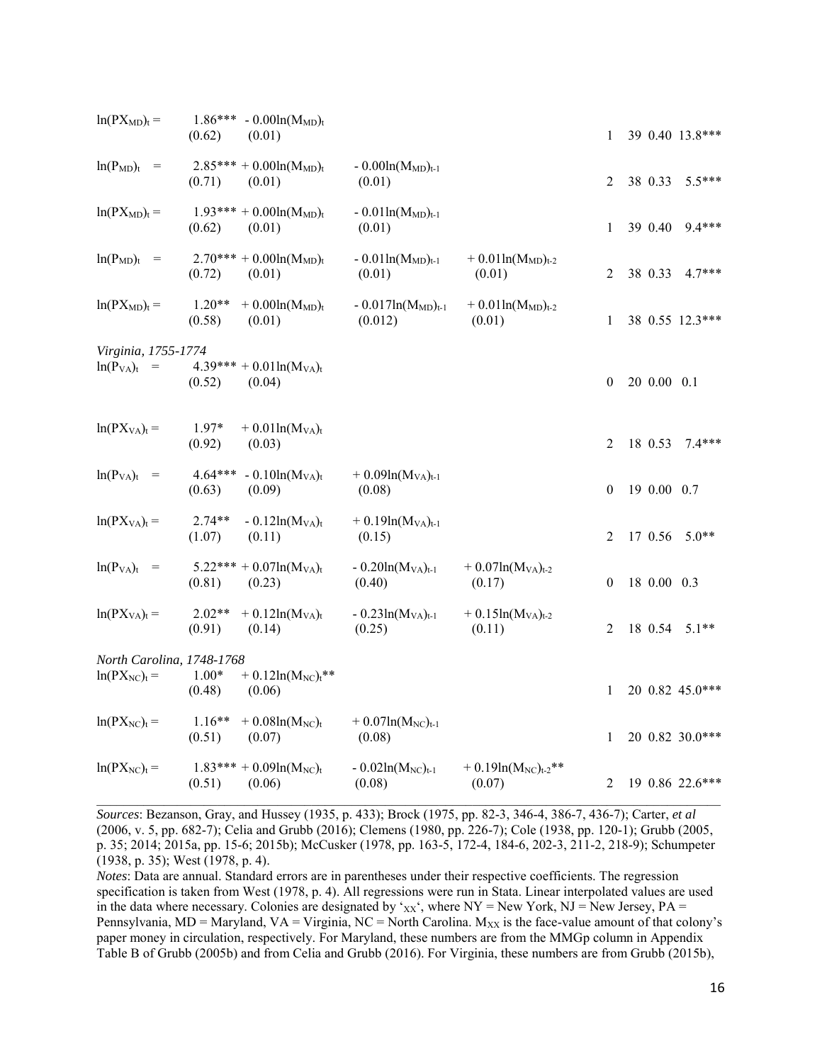| Equation | Constant | $\ln(M)_t$ | $\ln(M)_{t-1}$ | $\ln(M)_{t-2}$ | AR | N | $R^2$ | F |
|---|---|---|---|---|---|---|---|---|
| $\ln(PX_{MD})_t =$ | 1.86*** | $- 0.00\ln(M_{MD})_t$ | | | | | | |
| | (0.62) | (0.01) | | | 1 | 39 | 0.40 | 13.8*** |
| $\ln(P_{MD})_t =$ | 2.85*** | $+ 0.00\ln(M_{MD})_t$ | $- 0.00\ln(M_{MD})_{t-1}$ | | | | | |
| | (0.71) | (0.01) | (0.01) | | 2 | 38 | 0.33 | 5.5*** |
| $\ln(PX_{MD})_t =$ | 1.93*** | $+ 0.00\ln(M_{MD})_t$ | $- 0.01\ln(M_{MD})_{t-1}$ | | | | | |
| | (0.62) | (0.01) | (0.01) | | 1 | 39 | 0.40 | 9.4*** |
| $\ln(P_{MD})_t =$ | 2.70*** | $+ 0.00\ln(M_{MD})_t$ | $- 0.01\ln(M_{MD})_{t-1}$ | $+ 0.01\ln(M_{MD})_{t-2}$ | | | | |
| | (0.72) | (0.01) | (0.01) | (0.01) | 2 | 38 | 0.33 | 4.7*** |
| $\ln(PX_{MD})_t =$ | 1.20** | $+ 0.00\ln(M_{MD})_t$ | $- 0.017\ln(M_{MD})_{t-1}$ | $+ 0.01\ln(M_{MD})_{t-2}$ | | | | |
| | (0.58) | (0.01) | (0.012) | (0.01) | 1 | 38 | 0.55 | 12.3*** |
| *Virginia, 1755-1774* | | | | | | | | |
| $\ln(P_{VA})_t =$ | 4.39*** | $+ 0.01\ln(M_{VA})_t$ | | | | | | |
| | (0.52) | (0.04) | | | 0 | 20 | 0.00 | 0.1 |
| $\ln(PX_{VA})_t =$ | 1.97* | $+ 0.01\ln(M_{VA})_t$ | | | | | | |
| | (0.92) | (0.03) | | | 2 | 18 | 0.53 | 7.4*** |
| $\ln(P_{VA})_t =$ | 4.64*** | $- 0.10\ln(M_{VA})_t$ | $+ 0.09\ln(M_{VA})_{t-1}$ | | | | | |
| | (0.63) | (0.09) | (0.08) | | 0 | 19 | 0.00 | 0.7 |
| $\ln(PX_{VA})_t =$ | 2.74** | $- 0.12\ln(M_{VA})_t$ | $+ 0.19\ln(M_{VA})_{t-1}$ | | | | | |
| | (1.07) | (0.11) | (0.15) | | 2 | 17 | 0.56 | 5.0** |
| $\ln(P_{VA})_t =$ | 5.22*** | $+ 0.07\ln(M_{VA})_t$ | $- 0.20\ln(M_{VA})_{t-1}$ | $+ 0.07\ln(M_{VA})_{t-2}$ | | | | |
| | (0.81) | (0.23) | (0.40) | (0.17) | 0 | 18 | 0.00 | 0.3 |
| $\ln(PX_{VA})_t =$ | 2.02** | $+ 0.12\ln(M_{VA})_t$ | $- 0.23\ln(M_{VA})_{t-1}$ | $+ 0.15\ln(M_{VA})_{t-2}$ | | | | |
| | (0.91) | (0.14) | (0.25) | (0.11) | 2 | 18 | 0.54 | 5.1** |
| *North Carolina, 1748-1768* | | | | | | | | |
| $\ln(PX_{NC})_t =$ | 1.00* | $+ 0.12\ln(M_{NC})_t$** | | | | | | |
| | (0.48) | (0.06) | | | 1 | 20 | 0.82 | 45.0*** |
| $\ln(PX_{NC})_t =$ | 1.16** | $+ 0.08\ln(M_{NC})_t$ | $+ 0.07\ln(M_{NC})_{t-1}$ | | | | | |
| | (0.51) | (0.07) | (0.08) | | 1 | 20 | 0.82 | 30.0*** |
| $\ln(PX_{NC})_t =$ | 1.83*** | $+ 0.09\ln(M_{NC})_t$ | $- 0.02\ln(M_{NC})_{t-1}$ | $+ 0.19\ln(M_{NC})_{t-2}$** | | | | |
| | (0.51) | (0.06) | (0.08) | (0.07) | 2 | 19 | 0.86 | 22.6*** |

*Sources*: Bezanson, Gray, and Hussey (1935, p. 433); Brock (1975, pp. 82-3, 346-4, 386-7, 436-7); Carter, *et al* (2006, v. 5, pp. 682-7); Celia and Grubb (2016); Clemens (1980, pp. 226-7); Cole (1938, pp. 120-1); Grubb (2005, p. 35; 2014; 2015a, pp. 15-6; 2015b); McCusker (1978, pp. 163-5, 172-4, 184-6, 202-3, 211-2, 218-9); Schumpeter (1938, p. 35); West (1978, p. 4).

*Notes*: Data are annual. Standard errors are in parentheses under their respective coefficients. The regression specification is taken from West (1978, p. 4). All regressions were run in Stata. Linear interpolated values are used in the data where necessary. Colonies are designated by '$_{XX}$', where NY = New York, NJ = New Jersey, PA = Pennsylvania, MD = Maryland, VA = Virginia, NC = North Carolina. $M_{XX}$ is the face-value amount of that colony's paper money in circulation, respectively. For Maryland, these numbers are from the MMGp column in Appendix Table B of Grubb (2005b) and from Celia and Grubb (2016). For Virginia, these numbers are from Grubb (2015b),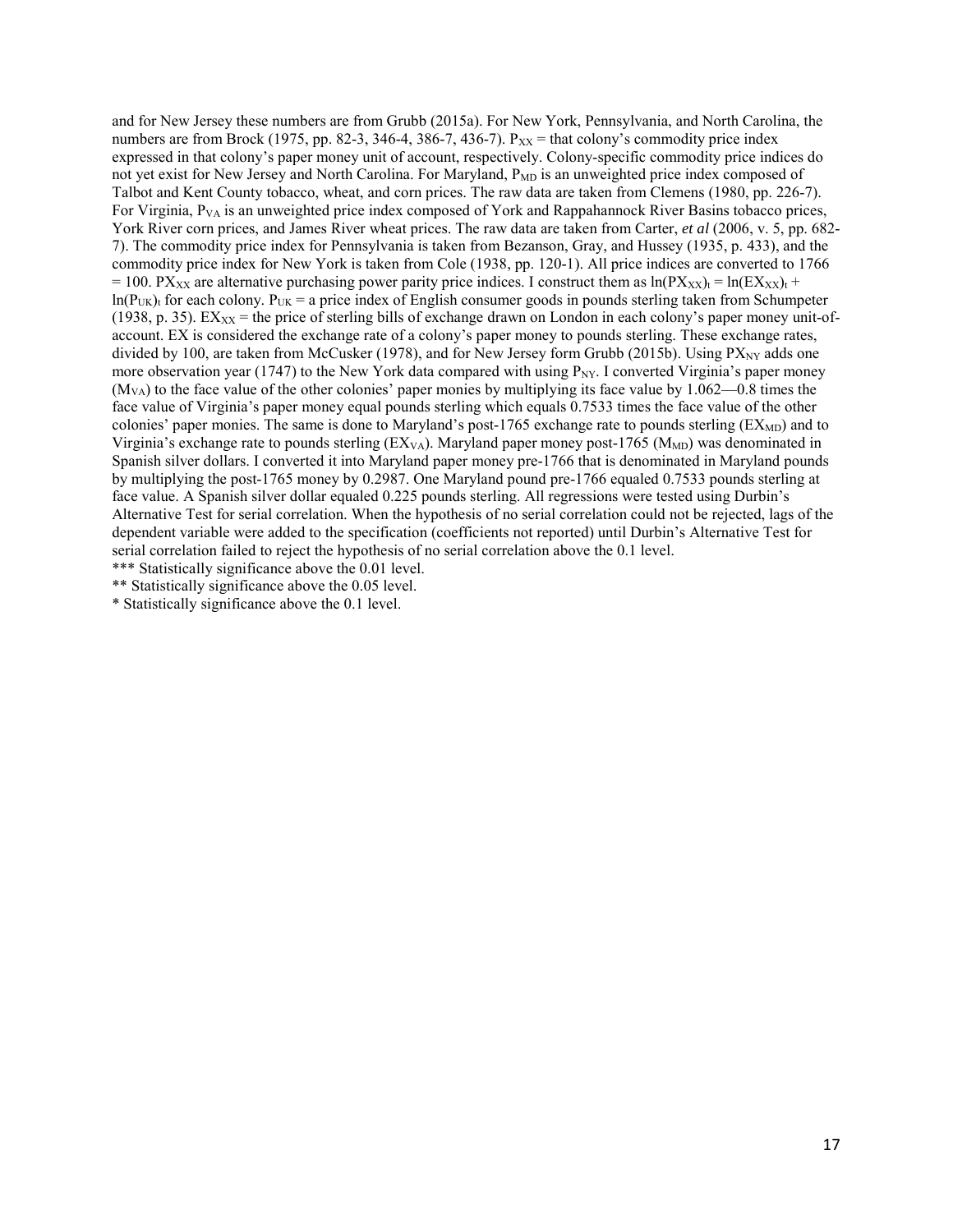and for New Jersey these numbers are from Grubb (2015a). For New York, Pennsylvania, and North Carolina, the numbers are from Brock (1975, pp. 82-3, 346-4, 386-7, 436-7). $P_{XX}$ = that colony's commodity price index expressed in that colony's paper money unit of account, respectively. Colony-specific commodity price indices do not yet exist for New Jersey and North Carolina. For Maryland, $P_{MD}$ is an unweighted price index composed of Talbot and Kent County tobacco, wheat, and corn prices. The raw data are taken from Clemens (1980, pp. 226-7). For Virginia, $P_{VA}$ is an unweighted price index composed of York and Rappahannock River Basins tobacco prices, York River corn prices, and James River wheat prices. The raw data are taken from Carter, *et al* (2006, v. 5, pp. 682-7). The commodity price index for Pennsylvania is taken from Bezanson, Gray, and Hussey (1935, p. 433), and the commodity price index for New York is taken from Cole (1938, pp. 120-1). All price indices are converted to 1766 = 100. $PX_{XX}$ are alternative purchasing power parity price indices. I construct them as $\ln(PX_{XX})_t = \ln(EX_{XX})_t + \ln(P_{UK})_t$ for each colony. $P_{UK}$ = a price index of English consumer goods in pounds sterling taken from Schumpeter (1938, p. 35). $EX_{XX}$ = the price of sterling bills of exchange drawn on London in each colony's paper money unit-of-account. EX is considered the exchange rate of a colony's paper money to pounds sterling. These exchange rates, divided by 100, are taken from McCusker (1978), and for New Jersey form Grubb (2015b). Using $PX_{NY}$ adds one more observation year (1747) to the New York data compared with using $P_{NY}$. I converted Virginia's paper money ($M_{VA}$) to the face value of the other colonies' paper monies by multiplying its face value by 1.062—0.8 times the face value of Virginia's paper money equal pounds sterling which equals 0.7533 times the face value of the other colonies' paper monies. The same is done to Maryland's post-1765 exchange rate to pounds sterling ($EX_{MD}$) and to Virginia's exchange rate to pounds sterling ($EX_{VA}$). Maryland paper money post-1765 ($M_{MD}$) was denominated in Spanish silver dollars. I converted it into Maryland paper money pre-1766 that is denominated in Maryland pounds by multiplying the post-1765 money by 0.2987. One Maryland pound pre-1766 equaled 0.7533 pounds sterling at face value. A Spanish silver dollar equaled 0.225 pounds sterling. All regressions were tested using Durbin's Alternative Test for serial correlation. When the hypothesis of no serial correlation could not be rejected, lags of the dependent variable were added to the specification (coefficients not reported) until Durbin's Alternative Test for serial correlation failed to reject the hypothesis of no serial correlation above the 0.1 level.

*** Statistically significance above the 0.01 level.

** Statistically significance above the 0.05 level.

* Statistically significance above the 0.1 level.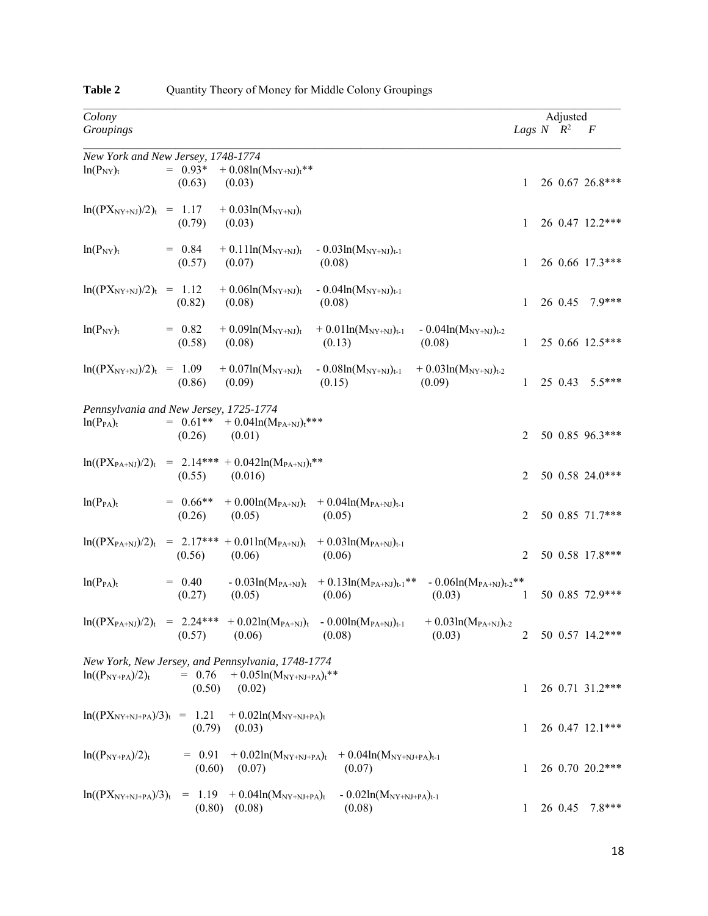**Table 2** Quantity Theory of Money for Middle Colony Groupings

| Colony Groupings | | | | | Lags | N | Adjusted $R^2$ | F |
|---|---|---|---|---|---|---|---|---|
| *New York and New Jersey, 1748-1774* | | | | | | | | |
| $\ln(P_{NY})_t$ | = 0.93* (0.63) | + 0.08$\ln(M_{NY+NJ})_t$** (0.03) | | | 1 | 26 | 0.67 | 26.8*** |
| $\ln((PX_{NY+NJ})/2)_t$ | = 1.17 (0.79) | + 0.03$\ln(M_{NY+NJ})_t$ (0.03) | | | 1 | 26 | 0.47 | 12.2*** |
| $\ln(P_{NY})_t$ | = 0.84 (0.57) | + 0.11$\ln(M_{NY+NJ})_t$ (0.07) | - 0.03$\ln(M_{NY+NJ})_{t-1}$ (0.08) | | 1 | 26 | 0.66 | 17.3*** |
| $\ln((PX_{NY+NJ})/2)_t$ | = 1.12 (0.82) | + 0.06$\ln(M_{NY+NJ})_t$ (0.08) | - 0.04$\ln(M_{NY+NJ})_{t-1}$ (0.08) | | 1 | 26 | 0.45 | 7.9*** |
| $\ln(P_{NY})_t$ | = 0.82 (0.58) | + 0.09$\ln(M_{NY+NJ})_t$ (0.08) | + 0.01$\ln(M_{NY+NJ})_{t-1}$ (0.13) | - 0.04$\ln(M_{NY+NJ})_{t-2}$ (0.08) | 1 | 25 | 0.66 | 12.5*** |
| $\ln((PX_{NY+NJ})/2)_t$ | = 1.09 (0.86) | + 0.07$\ln(M_{NY+NJ})_t$ (0.09) | - 0.08$\ln(M_{NY+NJ})_{t-1}$ (0.15) | + 0.03$\ln(M_{NY+NJ})_{t-2}$ (0.09) | 1 | 25 | 0.43 | 5.5*** |
| *Pennsylvania and New Jersey, 1725-1774* | | | | | | | | |
| $\ln(P_{PA})_t$ | = 0.61** (0.26) | + 0.04$\ln(M_{PA+NJ})_t$*** (0.01) | | | 2 | 50 | 0.85 | 96.3*** |
| $\ln((PX_{PA+NJ})/2)_t$ | = 2.14*** (0.55) | + 0.042$\ln(M_{PA+NJ})_t$** (0.016) | | | 2 | 50 | 0.58 | 24.0*** |
| $\ln(P_{PA})_t$ | = 0.66** (0.26) | + 0.00$\ln(M_{PA+NJ})_t$ (0.05) | + 0.04$\ln(M_{PA+NJ})_{t-1}$ (0.05) | | 2 | 50 | 0.85 | 71.7*** |
| $\ln((PX_{PA+NJ})/2)_t$ | = 2.17*** (0.56) | + 0.01$\ln(M_{PA+NJ})_t$ (0.06) | + 0.03$\ln(M_{PA+NJ})_{t-1}$ (0.06) | | 2 | 50 | 0.58 | 17.8*** |
| $\ln(P_{PA})_t$ | = 0.40 (0.27) | - 0.03$\ln(M_{PA+NJ})_t$ (0.05) | + 0.13$\ln(M_{PA+NJ})_{t-1}$** (0.06) | - 0.06$\ln(M_{PA+NJ})_{t-2}$** (0.03) | 1 | 50 | 0.85 | 72.9*** |
| $\ln((PX_{PA+NJ})/2)_t$ | = 2.24*** (0.57) | + 0.02$\ln(M_{PA+NJ})_t$ (0.06) | - 0.00$\ln(M_{PA+NJ})_{t-1}$ (0.08) | + 0.03$\ln(M_{PA+NJ})_{t-2}$ (0.03) | 2 | 50 | 0.57 | 14.2*** |
| *New York, New Jersey, and Pennsylvania, 1748-1774* | | | | | | | | |
| $\ln((P_{NY+PA})/2)_t$ | = 0.76 (0.50) | + 0.05$\ln(M_{NY+NJ+PA})_t$** (0.02) | | | 1 | 26 | 0.71 | 31.2*** |
| $\ln((PX_{NY+NJ+PA})/3)_t$ | = 1.21 (0.79) | + 0.02$\ln(M_{NY+NJ+PA})_t$ (0.03) | | | 1 | 26 | 0.47 | 12.1*** |
| $\ln((P_{NY+PA})/2)_t$ | = 0.91 (0.60) | + 0.02$\ln(M_{NY+NJ+PA})_t$ (0.07) | + 0.04$\ln(M_{NY+NJ+PA})_{t-1}$ (0.07) | | 1 | 26 | 0.70 | 20.2*** |
| $\ln((PX_{NY+NJ+PA})/3)_t$ | = 1.19 (0.80) | + 0.04$\ln(M_{NY+NJ+PA})_t$ (0.08) | - 0.02$\ln(M_{NY+NJ+PA})_{t-1}$ (0.08) | | 1 | 26 | 0.45 | 7.8*** |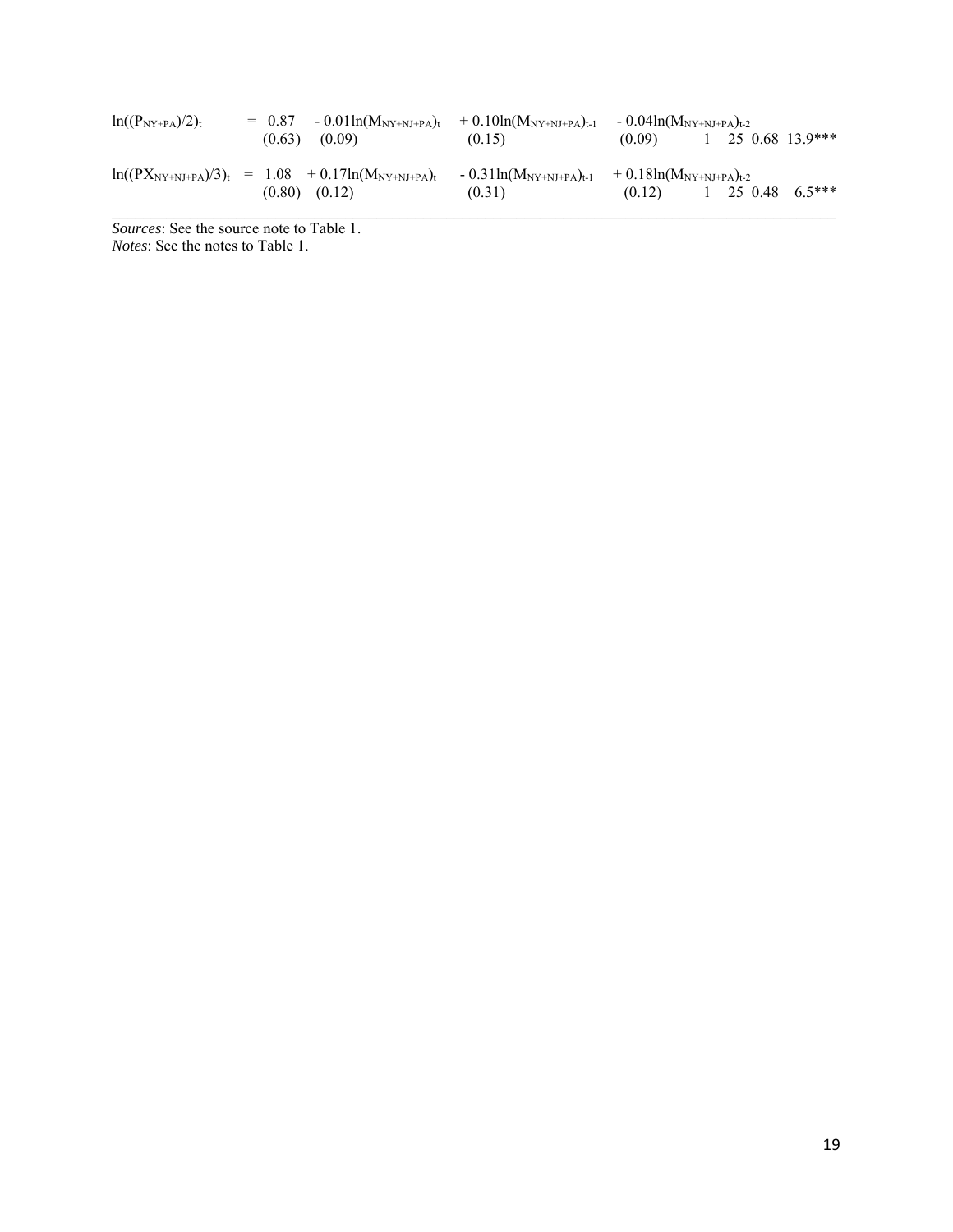$$\ln((P_{NY+PA})/2)_t = \underset{(0.63)}{0.87} \underset{(0.09)}{- 0.01\ln(M_{NY+NJ+PA})_t} \underset{(0.15)}{+ 0.10\ln(M_{NY+NJ+PA})_{t-1}} \underset{(0.09)}{- 0.04\ln(M_{NY+NJ+PA})_{t-2}} \quad 1 \quad 25 \quad 0.68 \quad 13.9^{***}$$

$$\ln((PX_{NY+NJ+PA})/3)_t = \underset{(0.80)}{1.08} \underset{(0.12)}{+ 0.17\ln(M_{NY+NJ+PA})_t} \underset{(0.31)}{- 0.31\ln(M_{NY+NJ+PA})_{t-1}} \underset{(0.12)}{+ 0.18\ln(M_{NY+NJ+PA})_{t-2}} \quad 1 \quad 25 \quad 0.48 \quad 6.5^{***}$$

*Sources*: See the source note to Table 1.
*Notes*: See the notes to Table 1.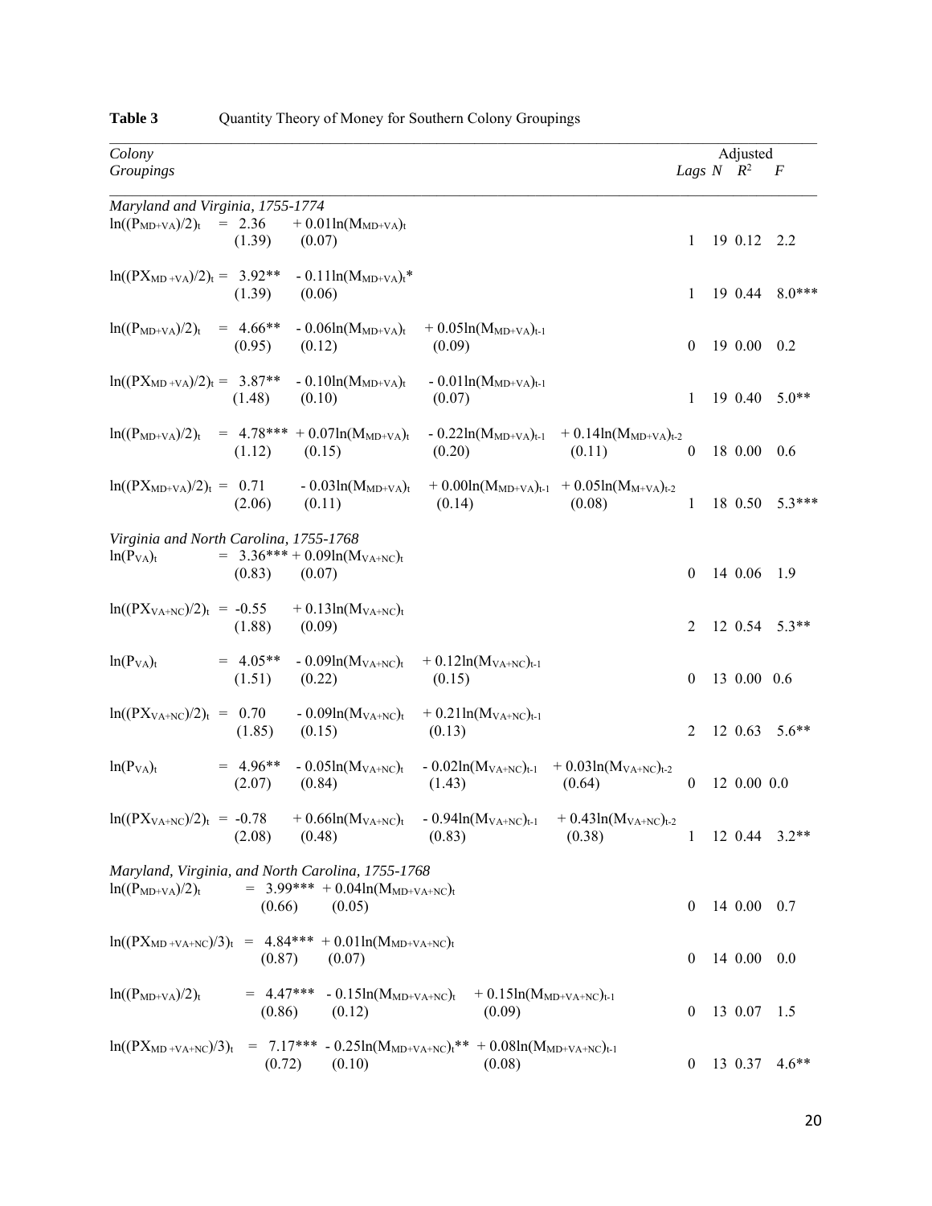**Table 3** Quantity Theory of Money for Southern Colony Groupings

| Colony Groupings | | | | | Lags | N | Adjusted $R^2$ | $F$ |
|---|---|---|---|---|---|---|---|---|
| *Maryland and Virginia, 1755-1774* | | | | | | | | |
| $\ln((P_{MD+VA})/2)_t$ = | 2.36 (1.39) | + 0.01ln$(M_{MD+VA})_t$ (0.07) | | | 1 | 19 | 0.12 | 2.2 |
| $\ln((PX_{MD+VA})/2)_t$ = | 3.92** (1.39) | - 0.11ln$(M_{MD+VA})_t$* (0.06) | | | 1 | 19 | 0.44 | 8.0*** |
| $\ln((P_{MD+VA})/2)_t$ = | 4.66** (0.95) | - 0.06ln$(M_{MD+VA})_t$ (0.12) | + 0.05ln$(M_{MD+VA})_{t-1}$ (0.09) | | 0 | 19 | 0.00 | 0.2 |
| $\ln((PX_{MD+VA})/2)_t$ = | 3.87** (1.48) | - 0.10ln$(M_{MD+VA})_t$ (0.10) | - 0.01ln$(M_{MD+VA})_{t-1}$ (0.07) | | 1 | 19 | 0.40 | 5.0** |
| $\ln((P_{MD+VA})/2)_t$ = | 4.78*** (1.12) | + 0.07ln$(M_{MD+VA})_t$ (0.15) | - 0.22ln$(M_{MD+VA})_{t-1}$ (0.20) | + 0.14ln$(M_{MD+VA})_{t-2}$ (0.11) | 0 | 18 | 0.00 | 0.6 |
| $\ln((PX_{MD+VA})/2)_t$ = | 0.71 (2.06) | - 0.03ln$(M_{MD+VA})_t$ (0.11) | + 0.00ln$(M_{MD+VA})_{t-1}$ (0.14) | + 0.05ln$(M_{M+VA})_{t-2}$ (0.08) | 1 | 18 | 0.50 | 5.3*** |
| *Virginia and North Carolina, 1755-1768* | | | | | | | | |
| $\ln(P_{VA})_t$ = | 3.36*** (0.83) | + 0.09ln$(M_{VA+NC})_t$ (0.07) | | | 0 | 14 | 0.06 | 1.9 |
| $\ln((PX_{VA+NC})/2)_t$ = | -0.55 (1.88) | + 0.13ln$(M_{VA+NC})_t$ (0.09) | | | 2 | 12 | 0.54 | 5.3** |
| $\ln(P_{VA})_t$ = | 4.05** (1.51) | - 0.09ln$(M_{VA+NC})_t$ (0.22) | + 0.12ln$(M_{VA+NC})_{t-1}$ (0.15) | | 0 | 13 | 0.00 | 0.6 |
| $\ln((PX_{VA+NC})/2)_t$ = | 0.70 (1.85) | - 0.09ln$(M_{VA+NC})_t$ (0.15) | + 0.21ln$(M_{VA+NC})_{t-1}$ (0.13) | | 2 | 12 | 0.63 | 5.6** |
| $\ln(P_{VA})_t$ = | 4.96** (2.07) | - 0.05ln$(M_{VA+NC})_t$ (0.84) | - 0.02ln$(M_{VA+NC})_{t-1}$ (1.43) | + 0.03ln$(M_{VA+NC})_{t-2}$ (0.64) | 0 | 12 | 0.00 | 0.0 |
| $\ln((PX_{VA+NC})/2)_t$ = | -0.78 (2.08) | + 0.66ln$(M_{VA+NC})_t$ (0.48) | - 0.94ln$(M_{VA+NC})_{t-1}$ (0.83) | + 0.43ln$(M_{VA+NC})_{t-2}$ (0.38) | 1 | 12 | 0.44 | 3.2** |
| *Maryland, Virginia, and North Carolina, 1755-1768* | | | | | | | | |
| $\ln((P_{MD+VA})/2)_t$ = | 3.99*** (0.66) | + 0.04ln$(M_{MD+VA+NC})_t$ (0.05) | | | 0 | 14 | 0.00 | 0.7 |
| $\ln((PX_{MD+VA+NC})/3)_t$ = | 4.84*** (0.87) | + 0.01ln$(M_{MD+VA+NC})_t$ (0.07) | | | 0 | 14 | 0.00 | 0.0 |
| $\ln((P_{MD+VA})/2)_t$ = | 4.47*** (0.86) | - 0.15ln$(M_{MD+VA+NC})_t$ (0.12) | + 0.15ln$(M_{MD+VA+NC})_{t-1}$ (0.09) | | 0 | 13 | 0.07 | 1.5 |
| $\ln((PX_{MD+VA+NC})/3)_t$ = | 7.17*** (0.72) | - 0.25ln$(M_{MD+VA+NC})_t$** (0.10) | + 0.08ln$(M_{MD+VA+NC})_{t-1}$ (0.08) | | 0 | 13 | 0.37 | 4.6** |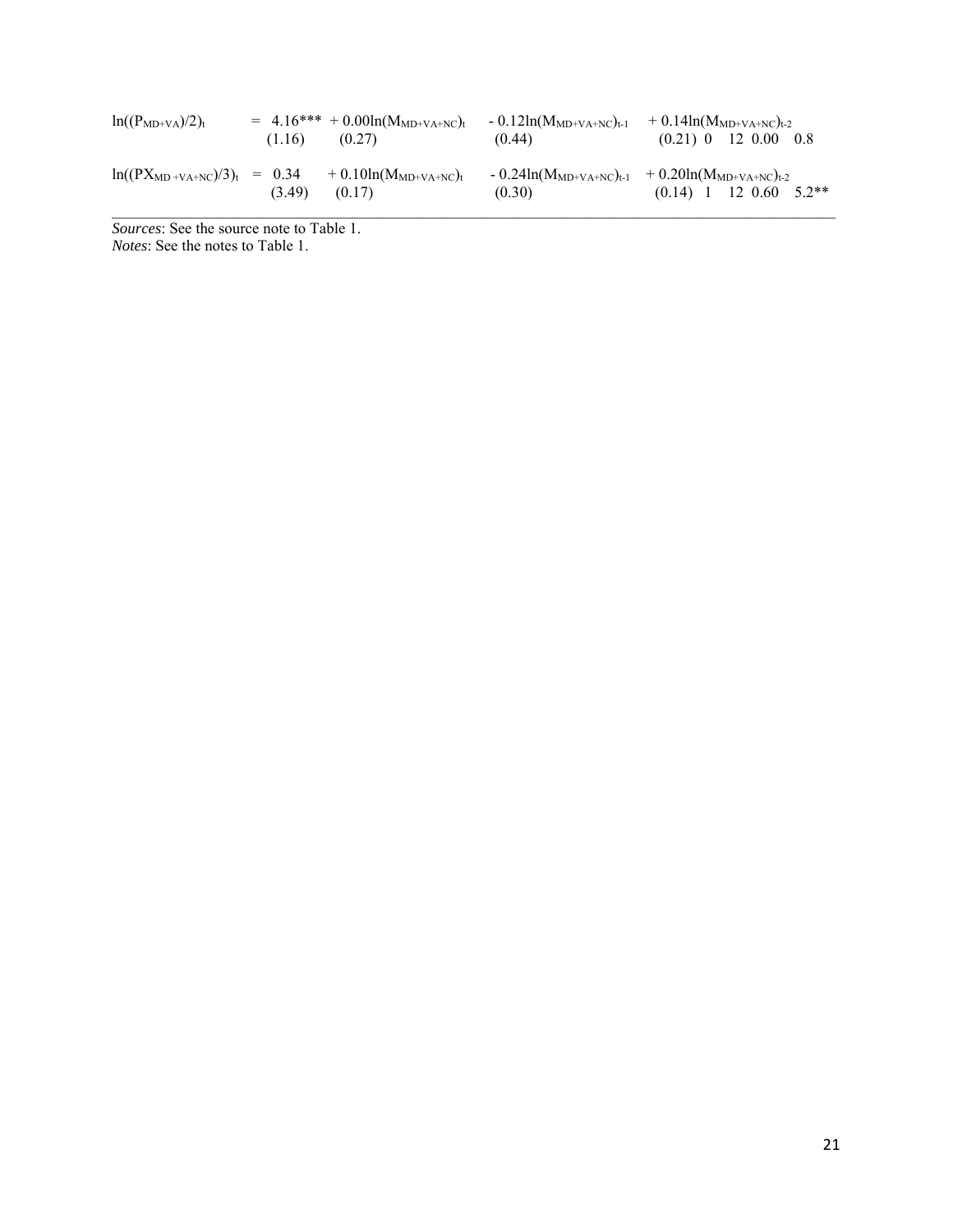$$\ln((P_{MD+VA})/2)_t = \underset{(1.16)}{4.16^{***}} + \underset{(0.27)}{0.00}\ln(M_{MD+VA+NC})_t - \underset{(0.44)}{0.12}\ln(M_{MD+VA+NC})_{t-1} + \underset{(0.21)}{0.14}\ln(M_{MD+VA+NC})_{t-2} \quad 0 \quad 12 \quad 0.00 \quad 0.8$$

$$\ln((PX_{MD+VA+NC})/3)_t = \underset{(3.49)}{0.34} + \underset{(0.17)}{0.10}\ln(M_{MD+VA+NC})_t - \underset{(0.30)}{0.24}\ln(M_{MD+VA+NC})_{t-1} + \underset{(0.14)}{0.20}\ln(M_{MD+VA+NC})_{t-2} \quad 1 \quad 12 \quad 0.60 \quad 5.2^{**}$$

*Sources*: See the source note to Table 1.
*Notes*: See the notes to Table 1.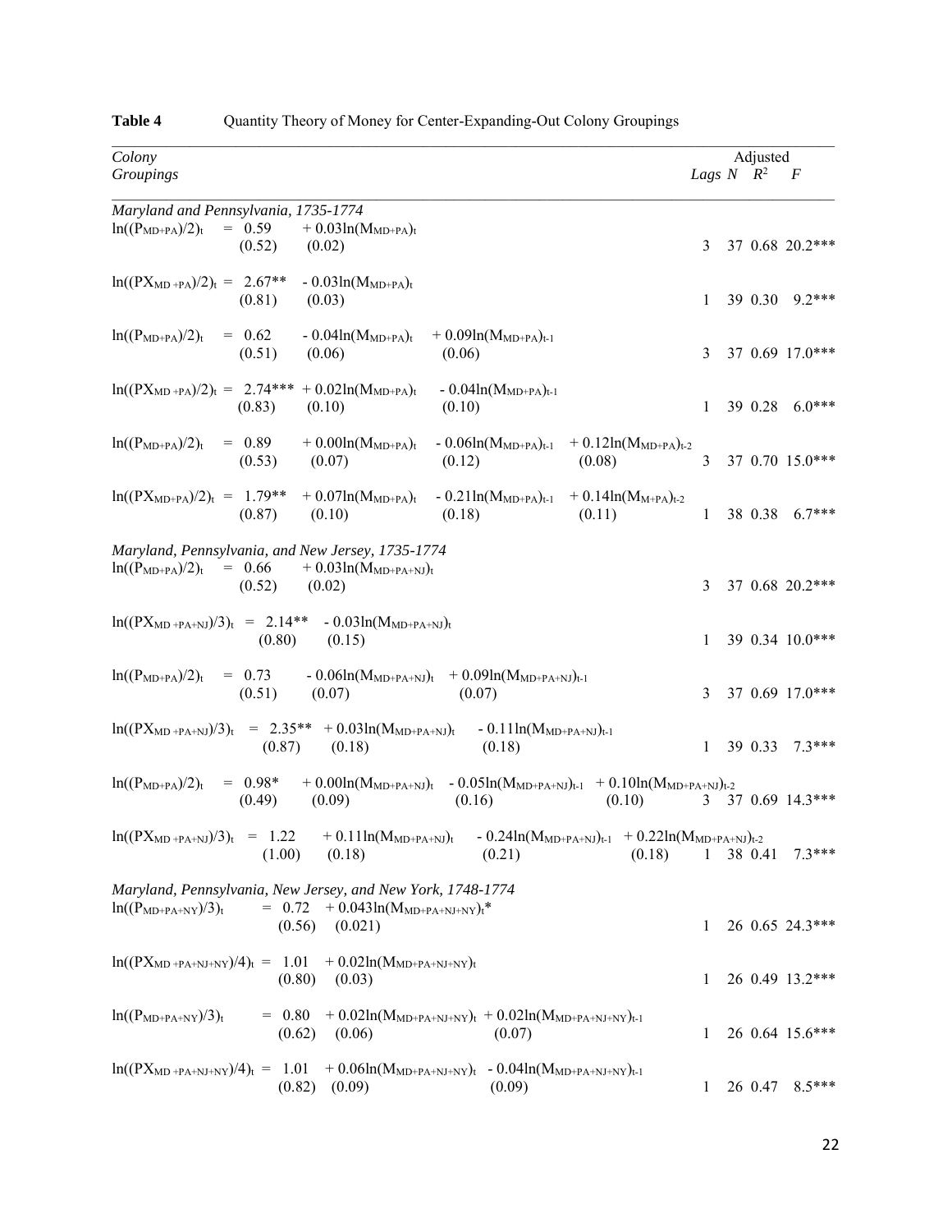**Table 4** Quantity Theory of Money for Center-Expanding-Out Colony Groupings

| *Colony Groupings* | Lags | N | Adjusted $R^2$ | F |
|---|---|---|---|---|
| *Maryland and Pennsylvania, 1735-1774* | | | | |
| $\ln((P_{MD+PA})/2)_t = \underset{(0.52)}{0.59} + \underset{(0.02)}{0.03}\ln(M_{MD+PA})_t$ | 3 | 37 | 0.68 | 20.2*** |
| $\ln((PX_{MD+PA})/2)_t = \underset{(0.81)}{2.67^{**}} - \underset{(0.03)}{0.03}\ln(M_{MD+PA})_t$ | 1 | 39 | 0.30 | 9.2*** |
| $\ln((P_{MD+PA})/2)_t = \underset{(0.51)}{0.62} - \underset{(0.06)}{0.04}\ln(M_{MD+PA})_t + \underset{(0.06)}{0.09}\ln(M_{MD+PA})_{t-1}$ | 3 | 37 | 0.69 | 17.0*** |
| $\ln((PX_{MD+PA})/2)_t = \underset{(0.83)}{2.74^{***}} + \underset{(0.10)}{0.02}\ln(M_{MD+PA})_t - \underset{(0.10)}{0.04}\ln(M_{MD+PA})_{t-1}$ | 1 | 39 | 0.28 | 6.0*** |
| $\ln((P_{MD+PA})/2)_t = \underset{(0.53)}{0.89} + \underset{(0.07)}{0.00}\ln(M_{MD+PA})_t - \underset{(0.12)}{0.06}\ln(M_{MD+PA})_{t-1} + \underset{(0.08)}{0.12}\ln(M_{MD+PA})_{t-2}$ | 3 | 37 | 0.70 | 15.0*** |
| $\ln((PX_{MD+PA})/2)_t = \underset{(0.87)}{1.79^{**}} + \underset{(0.10)}{0.07}\ln(M_{MD+PA})_t - \underset{(0.18)}{0.21}\ln(M_{MD+PA})_{t-1} + \underset{(0.11)}{0.14}\ln(M_{M+PA})_{t-2}$ | 1 | 38 | 0.38 | 6.7*** |
| *Maryland, Pennsylvania, and New Jersey, 1735-1774* | | | | |
| $\ln((P_{MD+PA})/2)_t = \underset{(0.52)}{0.66} + \underset{(0.02)}{0.03}\ln(M_{MD+PA+NJ})_t$ | 3 | 37 | 0.68 | 20.2*** |
| $\ln((PX_{MD+PA+NJ})/3)_t = \underset{(0.80)}{2.14^{**}} - \underset{(0.15)}{0.03}\ln(M_{MD+PA+NJ})_t$ | 1 | 39 | 0.34 | 10.0*** |
| $\ln((P_{MD+PA})/2)_t = \underset{(0.51)}{0.73} - \underset{(0.07)}{0.06}\ln(M_{MD+PA+NJ})_t + \underset{(0.07)}{0.09}\ln(M_{MD+PA+NJ})_{t-1}$ | 3 | 37 | 0.69 | 17.0*** |
| $\ln((PX_{MD+PA+NJ})/3)_t = \underset{(0.87)}{2.35^{**}} + \underset{(0.18)}{0.03}\ln(M_{MD+PA+NJ})_t - \underset{(0.18)}{0.11}\ln(M_{MD+PA+NJ})_{t-1}$ | 1 | 39 | 0.33 | 7.3*** |
| $\ln((P_{MD+PA})/2)_t = \underset{(0.49)}{0.98^{*}} + \underset{(0.09)}{0.00}\ln(M_{MD+PA+NJ})_t - \underset{(0.16)}{0.05}\ln(M_{MD+PA+NJ})_{t-1} + \underset{(0.10)}{0.10}\ln(M_{MD+PA+NJ})_{t-2}$ | 3 | 37 | 0.69 | 14.3*** |
| $\ln((PX_{MD+PA+NJ})/3)_t = \underset{(1.00)}{1.22} + \underset{(0.18)}{0.11}\ln(M_{MD+PA+NJ})_t - \underset{(0.21)}{0.24}\ln(M_{MD+PA+NJ})_{t-1} + \underset{(0.18)}{0.22}\ln(M_{MD+PA+NJ})_{t-2}$ | 1 | 38 | 0.41 | 7.3*** |
| *Maryland, Pennsylvania, New Jersey, and New York, 1748-1774* | | | | |
| $\ln((P_{MD+PA+NY})/3)_t = \underset{(0.56)}{0.72} + \underset{(0.021)}{0.043}\ln(M_{MD+PA+NJ+NY})_t{}^{*}$ | 1 | 26 | 0.65 | 24.3*** |
| $\ln((PX_{MD+PA+NJ+NY})/4)_t = \underset{(0.80)}{1.01} + \underset{(0.03)}{0.02}\ln(M_{MD+PA+NJ+NY})_t$ | 1 | 26 | 0.49 | 13.2*** |
| $\ln((P_{MD+PA+NY})/3)_t = \underset{(0.62)}{0.80} + \underset{(0.06)}{0.02}\ln(M_{MD+PA+NJ+NY})_t + \underset{(0.07)}{0.02}\ln(M_{MD+PA+NJ+NY})_{t-1}$ | 1 | 26 | 0.64 | 15.6*** |
| $\ln((PX_{MD+PA+NJ+NY})/4)_t = \underset{(0.82)}{1.01} + \underset{(0.09)}{0.06}\ln(M_{MD+PA+NJ+NY})_t - \underset{(0.09)}{0.04}\ln(M_{MD+PA+NJ+NY})_{t-1}$ | 1 | 26 | 0.47 | 8.5*** |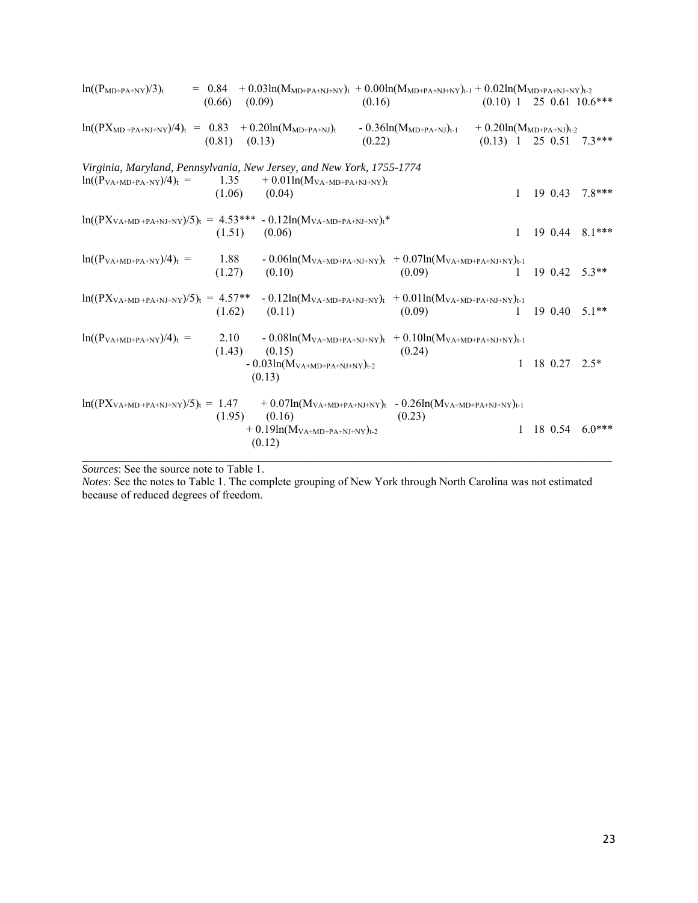$\ln((P_{MD+PA+NY})/3)_t = 0.84 + 0.03\ln(M_{MD+PA+NJ+NY})_t + 0.00\ln(M_{MD+PA+NJ+NY})_{t-1} + 0.02\ln(M_{MD+PA+NJ+NY})_{t-2}$
(0.66) (0.09) (0.16) (0.10) 1 25 0.61 10.6***

$\ln((PX_{MD+PA+NJ+NY})/4)_t = 0.83 + 0.20\ln(M_{MD+PA+NJ})_t - 0.36\ln(M_{MD+PA+NJ})_{t-1} + 0.20\ln(M_{MD+PA+NJ})_{t-2}$
(0.81) (0.13) (0.22) (0.13) 1 25 0.51 7.3***

*Virginia, Maryland, Pennsylvania, New Jersey, and New York, 1755-1774*

$\ln((P_{VA+MD+PA+NY})/4)_t = 1.35 + 0.01\ln(M_{VA+MD+PA+NJ+NY})_t$
(1.06) (0.04) 1 19 0.43 7.8***

$\ln((PX_{VA+MD+PA+NJ+NY})/5)_t = 4.53^{***} - 0.12\ln(M_{VA+MD+PA+NJ+NY})_t^{*}$
(1.51) (0.06) 1 19 0.44 8.1***

$\ln((P_{VA+MD+PA+NY})/4)_t = 1.88 - 0.06\ln(M_{VA+MD+PA+NJ+NY})_t + 0.07\ln(M_{VA+MD+PA+NJ+NY})_{t-1}$
(1.27) (0.10) (0.09) 1 19 0.42 5.3**

$\ln((PX_{VA+MD+PA+NJ+NY})/5)_t = 4.57^{**} - 0.12\ln(M_{VA+MD+PA+NJ+NY})_t + 0.01\ln(M_{VA+MD+PA+NJ+NY})_{t-1}$
(1.62) (0.11) (0.09) 1 19 0.40 5.1**

$\ln((P_{VA+MD+PA+NY})/4)_t = 2.10 - 0.08\ln(M_{VA+MD+PA+NJ+NY})_t + 0.10\ln(M_{VA+MD+PA+NJ+NY})_{t-1}$
(1.43) (0.15) (0.24)
$- 0.03\ln(M_{VA+MD+PA+NJ+NY})_{t-2}$
(0.13) 1 18 0.27 2.5*

$\ln((PX_{VA+MD+PA+NJ+NY})/5)_t = 1.47 + 0.07\ln(M_{VA+MD+PA+NJ+NY})_t - 0.26\ln(M_{VA+MD+PA+NJ+NY})_{t-1}$
(1.95) (0.16) (0.23)
$+ 0.19\ln(M_{VA+MD+PA+NJ+NY})_{t-2}$
(0.12) 1 18 0.54 6.0***

---

*Sources*: See the source note to Table 1.

*Notes*: See the notes to Table 1. The complete grouping of New York through North Carolina was not estimated because of reduced degrees of freedom.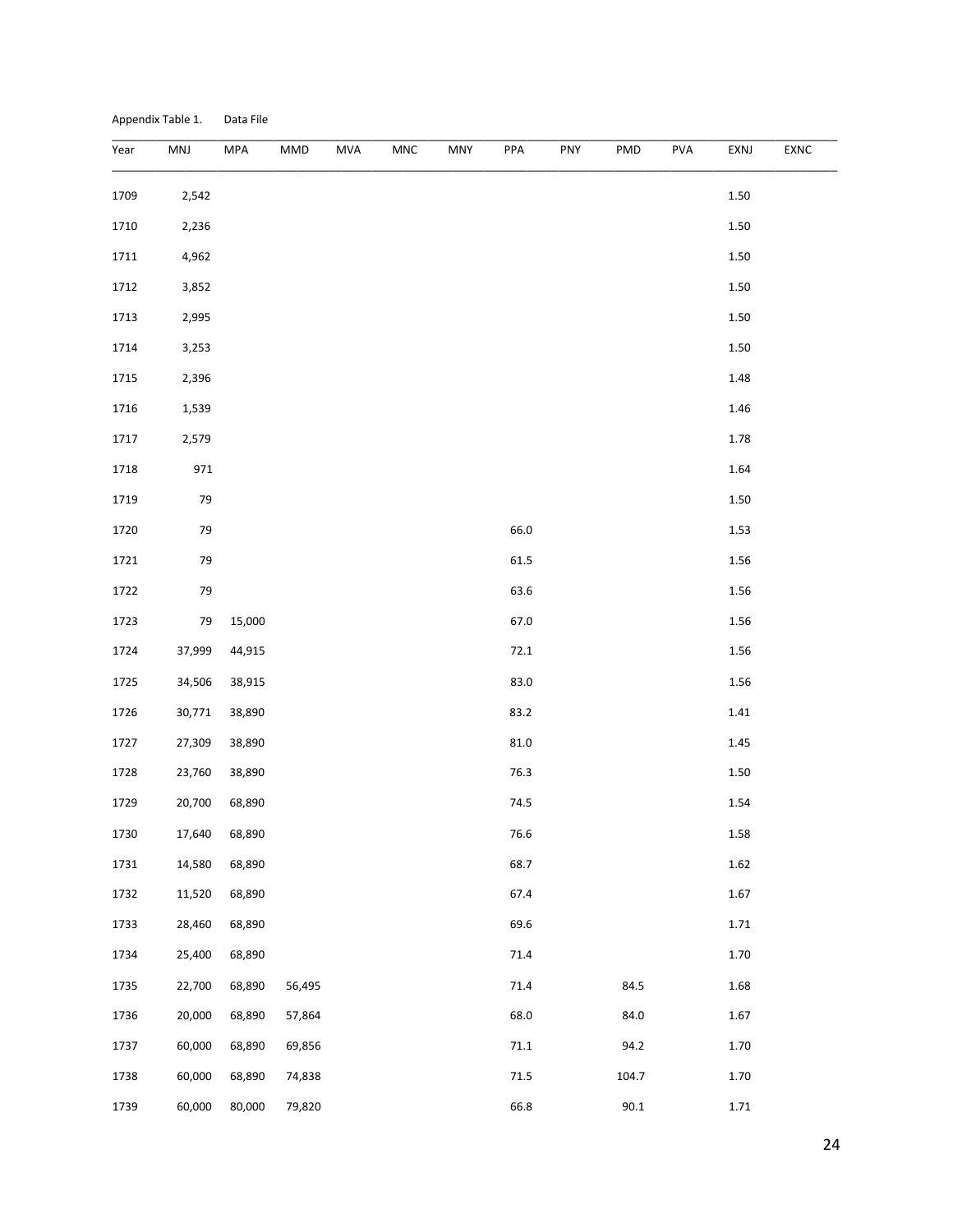Appendix Table 1. Data File

| Year | MNJ | MPA | MMD | MVA | MNC | MNY | PPA | PNY | PMD | PVA | EXNJ | EXNC |
|---|---|---|---|---|---|---|---|---|---|---|---|---|
| 1709 | 2,542 | | | | | | | | | | 1.50 | |
| 1710 | 2,236 | | | | | | | | | | 1.50 | |
| 1711 | 4,962 | | | | | | | | | | 1.50 | |
| 1712 | 3,852 | | | | | | | | | | 1.50 | |
| 1713 | 2,995 | | | | | | | | | | 1.50 | |
| 1714 | 3,253 | | | | | | | | | | 1.50 | |
| 1715 | 2,396 | | | | | | | | | | 1.48 | |
| 1716 | 1,539 | | | | | | | | | | 1.46 | |
| 1717 | 2,579 | | | | | | | | | | 1.78 | |
| 1718 | 971 | | | | | | | | | | 1.64 | |
| 1719 | 79 | | | | | | | | | | 1.50 | |
| 1720 | 79 | | | | | | 66.0 | | | | 1.53 | |
| 1721 | 79 | | | | | | 61.5 | | | | 1.56 | |
| 1722 | 79 | | | | | | 63.6 | | | | 1.56 | |
| 1723 | 79 | 15,000 | | | | | 67.0 | | | | 1.56 | |
| 1724 | 37,999 | 44,915 | | | | | 72.1 | | | | 1.56 | |
| 1725 | 34,506 | 38,915 | | | | | 83.0 | | | | 1.56 | |
| 1726 | 30,771 | 38,890 | | | | | 83.2 | | | | 1.41 | |
| 1727 | 27,309 | 38,890 | | | | | 81.0 | | | | 1.45 | |
| 1728 | 23,760 | 38,890 | | | | | 76.3 | | | | 1.50 | |
| 1729 | 20,700 | 68,890 | | | | | 74.5 | | | | 1.54 | |
| 1730 | 17,640 | 68,890 | | | | | 76.6 | | | | 1.58 | |
| 1731 | 14,580 | 68,890 | | | | | 68.7 | | | | 1.62 | |
| 1732 | 11,520 | 68,890 | | | | | 67.4 | | | | 1.67 | |
| 1733 | 28,460 | 68,890 | | | | | 69.6 | | | | 1.71 | |
| 1734 | 25,400 | 68,890 | | | | | 71.4 | | | | 1.70 | |
| 1735 | 22,700 | 68,890 | 56,495 | | | | 71.4 | | 84.5 | | 1.68 | |
| 1736 | 20,000 | 68,890 | 57,864 | | | | 68.0 | | 84.0 | | 1.67 | |
| 1737 | 60,000 | 68,890 | 69,856 | | | | 71.1 | | 94.2 | | 1.70 | |
| 1738 | 60,000 | 68,890 | 74,838 | | | | 71.5 | | 104.7 | | 1.70 | |
| 1739 | 60,000 | 80,000 | 79,820 | | | | 66.8 | | 90.1 | | 1.71 | |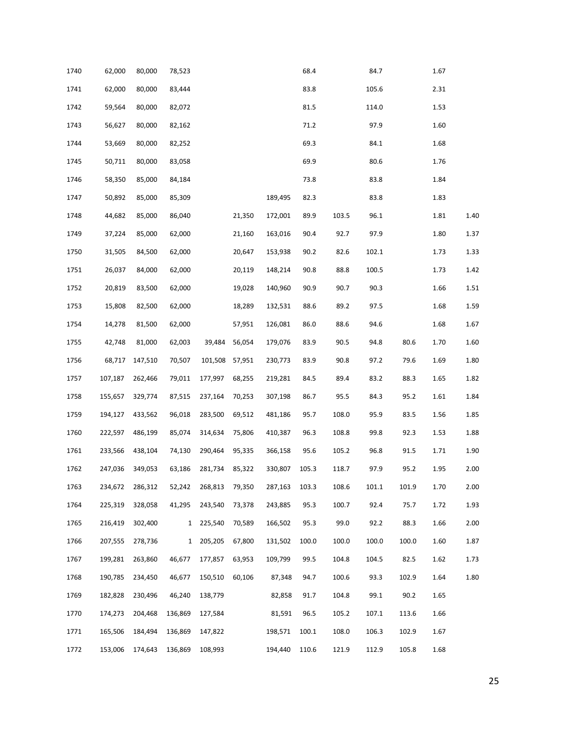| | | | | | | | | | | | | |
|---|---|---|---|---|---|---|---|---|---|---|---|---|
| 1740 | 62,000 | 80,000 | 78,523 | | | | 68.4 | | 84.7 | | 1.67 | |
| 1741 | 62,000 | 80,000 | 83,444 | | | | 83.8 | | 105.6 | | 2.31 | |
| 1742 | 59,564 | 80,000 | 82,072 | | | | 81.5 | | 114.0 | | 1.53 | |
| 1743 | 56,627 | 80,000 | 82,162 | | | | 71.2 | | 97.9 | | 1.60 | |
| 1744 | 53,669 | 80,000 | 82,252 | | | | 69.3 | | 84.1 | | 1.68 | |
| 1745 | 50,711 | 80,000 | 83,058 | | | | 69.9 | | 80.6 | | 1.76 | |
| 1746 | 58,350 | 85,000 | 84,184 | | | | 73.8 | | 83.8 | | 1.84 | |
| 1747 | 50,892 | 85,000 | 85,309 | | | 189,495 | 82.3 | | 83.8 | | 1.83 | |
| 1748 | 44,682 | 85,000 | 86,040 | | 21,350 | 172,001 | 89.9 | 103.5 | 96.1 | | 1.81 | 1.40 |
| 1749 | 37,224 | 85,000 | 62,000 | | 21,160 | 163,016 | 90.4 | 92.7 | 97.9 | | 1.80 | 1.37 |
| 1750 | 31,505 | 84,500 | 62,000 | | 20,647 | 153,938 | 90.2 | 82.6 | 102.1 | | 1.73 | 1.33 |
| 1751 | 26,037 | 84,000 | 62,000 | | 20,119 | 148,214 | 90.8 | 88.8 | 100.5 | | 1.73 | 1.42 |
| 1752 | 20,819 | 83,500 | 62,000 | | 19,028 | 140,960 | 90.9 | 90.7 | 90.3 | | 1.66 | 1.51 |
| 1753 | 15,808 | 82,500 | 62,000 | | 18,289 | 132,531 | 88.6 | 89.2 | 97.5 | | 1.68 | 1.59 |
| 1754 | 14,278 | 81,500 | 62,000 | | 57,951 | 126,081 | 86.0 | 88.6 | 94.6 | | 1.68 | 1.67 |
| 1755 | 42,748 | 81,000 | 62,003 | 39,484 | 56,054 | 179,076 | 83.9 | 90.5 | 94.8 | 80.6 | 1.70 | 1.60 |
| 1756 | 68,717 | 147,510 | 70,507 | 101,508 | 57,951 | 230,773 | 83.9 | 90.8 | 97.2 | 79.6 | 1.69 | 1.80 |
| 1757 | 107,187 | 262,466 | 79,011 | 177,997 | 68,255 | 219,281 | 84.5 | 89.4 | 83.2 | 88.3 | 1.65 | 1.82 |
| 1758 | 155,657 | 329,774 | 87,515 | 237,164 | 70,253 | 307,198 | 86.7 | 95.5 | 84.3 | 95.2 | 1.61 | 1.84 |
| 1759 | 194,127 | 433,562 | 96,018 | 283,500 | 69,512 | 481,186 | 95.7 | 108.0 | 95.9 | 83.5 | 1.56 | 1.85 |
| 1760 | 222,597 | 486,199 | 85,074 | 314,634 | 75,806 | 410,387 | 96.3 | 108.8 | 99.8 | 92.3 | 1.53 | 1.88 |
| 1761 | 233,566 | 438,104 | 74,130 | 290,464 | 95,335 | 366,158 | 95.6 | 105.2 | 96.8 | 91.5 | 1.71 | 1.90 |
| 1762 | 247,036 | 349,053 | 63,186 | 281,734 | 85,322 | 330,807 | 105.3 | 118.7 | 97.9 | 95.2 | 1.95 | 2.00 |
| 1763 | 234,672 | 286,312 | 52,242 | 268,813 | 79,350 | 287,163 | 103.3 | 108.6 | 101.1 | 101.9 | 1.70 | 2.00 |
| 1764 | 225,319 | 328,058 | 41,295 | 243,540 | 73,378 | 243,885 | 95.3 | 100.7 | 92.4 | 75.7 | 1.72 | 1.93 |
| 1765 | 216,419 | 302,400 | 1 | 225,540 | 70,589 | 166,502 | 95.3 | 99.0 | 92.2 | 88.3 | 1.66 | 2.00 |
| 1766 | 207,555 | 278,736 | 1 | 205,205 | 67,800 | 131,502 | 100.0 | 100.0 | 100.0 | 100.0 | 1.60 | 1.87 |
| 1767 | 199,281 | 263,860 | 46,677 | 177,857 | 63,953 | 109,799 | 99.5 | 104.8 | 104.5 | 82.5 | 1.62 | 1.73 |
| 1768 | 190,785 | 234,450 | 46,677 | 150,510 | 60,106 | 87,348 | 94.7 | 100.6 | 93.3 | 102.9 | 1.64 | 1.80 |
| 1769 | 182,828 | 230,496 | 46,240 | 138,779 | | 82,858 | 91.7 | 104.8 | 99.1 | 90.2 | 1.65 | |
| 1770 | 174,273 | 204,468 | 136,869 | 127,584 | | 81,591 | 96.5 | 105.2 | 107.1 | 113.6 | 1.66 | |
| 1771 | 165,506 | 184,494 | 136,869 | 147,822 | | 198,571 | 100.1 | 108.0 | 106.3 | 102.9 | 1.67 | |
| 1772 | 153,006 | 174,643 | 136,869 | 108,993 | | 194,440 | 110.6 | 121.9 | 112.9 | 105.8 | 1.68 | |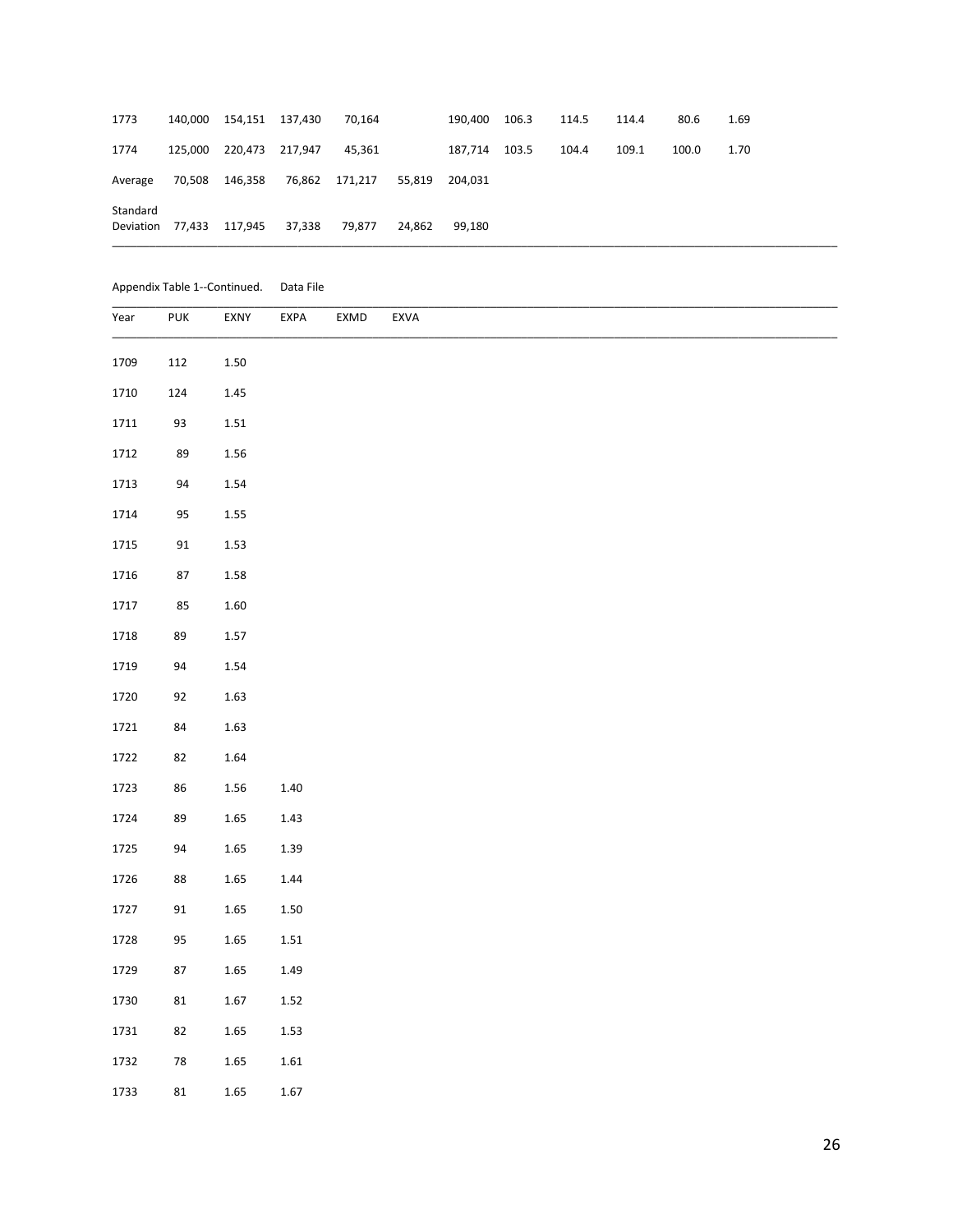| | | | | | | | | | | | |
|---|---|---|---|---|---|---|---|---|---|---|---|
| 1773 | 140,000 | 154,151 | 137,430 | 70,164 | | 190,400 | 106.3 | 114.5 | 114.4 | 80.6 | 1.69 |
| 1774 | 125,000 | 220,473 | 217,947 | 45,361 | | 187,714 | 103.5 | 104.4 | 109.1 | 100.0 | 1.70 |
| Average | 70,508 | 146,358 | 76,862 | 171,217 | 55,819 | 204,031 | | | | | |
| Standard Deviation | 77,433 | 117,945 | 37,338 | 79,877 | 24,862 | 99,180 | | | | | |

Appendix Table 1--Continued. Data File

| Year | PUK | EXNY | EXPA | EXMD | EXVA |
|---|---|---|---|---|---|
| 1709 | 112 | 1.50 | | | |
| 1710 | 124 | 1.45 | | | |
| 1711 | 93 | 1.51 | | | |
| 1712 | 89 | 1.56 | | | |
| 1713 | 94 | 1.54 | | | |
| 1714 | 95 | 1.55 | | | |
| 1715 | 91 | 1.53 | | | |
| 1716 | 87 | 1.58 | | | |
| 1717 | 85 | 1.60 | | | |
| 1718 | 89 | 1.57 | | | |
| 1719 | 94 | 1.54 | | | |
| 1720 | 92 | 1.63 | | | |
| 1721 | 84 | 1.63 | | | |
| 1722 | 82 | 1.64 | | | |
| 1723 | 86 | 1.56 | 1.40 | | |
| 1724 | 89 | 1.65 | 1.43 | | |
| 1725 | 94 | 1.65 | 1.39 | | |
| 1726 | 88 | 1.65 | 1.44 | | |
| 1727 | 91 | 1.65 | 1.50 | | |
| 1728 | 95 | 1.65 | 1.51 | | |
| 1729 | 87 | 1.65 | 1.49 | | |
| 1730 | 81 | 1.67 | 1.52 | | |
| 1731 | 82 | 1.65 | 1.53 | | |
| 1732 | 78 | 1.65 | 1.61 | | |
| 1733 | 81 | 1.65 | 1.67 | | |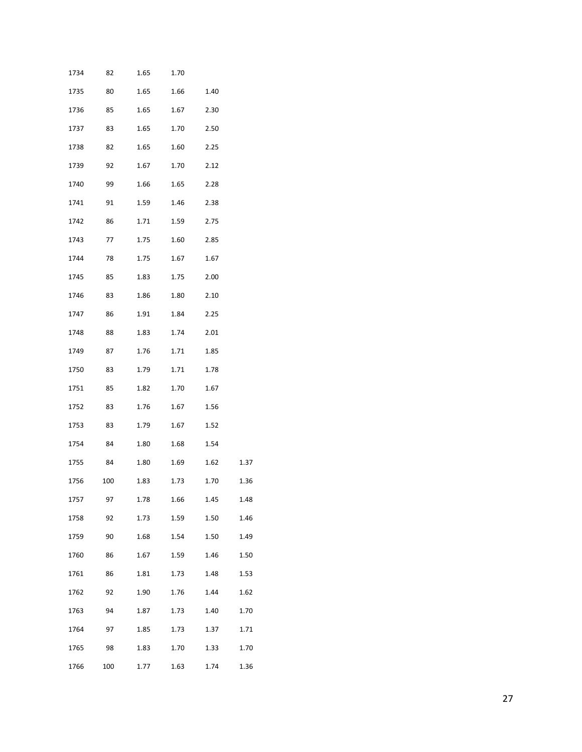| | | | | | |
|---|---|---|---|---|---|
| 1734 | 82 | 1.65 | 1.70 | | |
| 1735 | 80 | 1.65 | 1.66 | 1.40 | |
| 1736 | 85 | 1.65 | 1.67 | 2.30 | |
| 1737 | 83 | 1.65 | 1.70 | 2.50 | |
| 1738 | 82 | 1.65 | 1.60 | 2.25 | |
| 1739 | 92 | 1.67 | 1.70 | 2.12 | |
| 1740 | 99 | 1.66 | 1.65 | 2.28 | |
| 1741 | 91 | 1.59 | 1.46 | 2.38 | |
| 1742 | 86 | 1.71 | 1.59 | 2.75 | |
| 1743 | 77 | 1.75 | 1.60 | 2.85 | |
| 1744 | 78 | 1.75 | 1.67 | 1.67 | |
| 1745 | 85 | 1.83 | 1.75 | 2.00 | |
| 1746 | 83 | 1.86 | 1.80 | 2.10 | |
| 1747 | 86 | 1.91 | 1.84 | 2.25 | |
| 1748 | 88 | 1.83 | 1.74 | 2.01 | |
| 1749 | 87 | 1.76 | 1.71 | 1.85 | |
| 1750 | 83 | 1.79 | 1.71 | 1.78 | |
| 1751 | 85 | 1.82 | 1.70 | 1.67 | |
| 1752 | 83 | 1.76 | 1.67 | 1.56 | |
| 1753 | 83 | 1.79 | 1.67 | 1.52 | |
| 1754 | 84 | 1.80 | 1.68 | 1.54 | |
| 1755 | 84 | 1.80 | 1.69 | 1.62 | 1.37 |
| 1756 | 100 | 1.83 | 1.73 | 1.70 | 1.36 |
| 1757 | 97 | 1.78 | 1.66 | 1.45 | 1.48 |
| 1758 | 92 | 1.73 | 1.59 | 1.50 | 1.46 |
| 1759 | 90 | 1.68 | 1.54 | 1.50 | 1.49 |
| 1760 | 86 | 1.67 | 1.59 | 1.46 | 1.50 |
| 1761 | 86 | 1.81 | 1.73 | 1.48 | 1.53 |
| 1762 | 92 | 1.90 | 1.76 | 1.44 | 1.62 |
| 1763 | 94 | 1.87 | 1.73 | 1.40 | 1.70 |
| 1764 | 97 | 1.85 | 1.73 | 1.37 | 1.71 |
| 1765 | 98 | 1.83 | 1.70 | 1.33 | 1.70 |
| 1766 | 100 | 1.77 | 1.63 | 1.74 | 1.36 |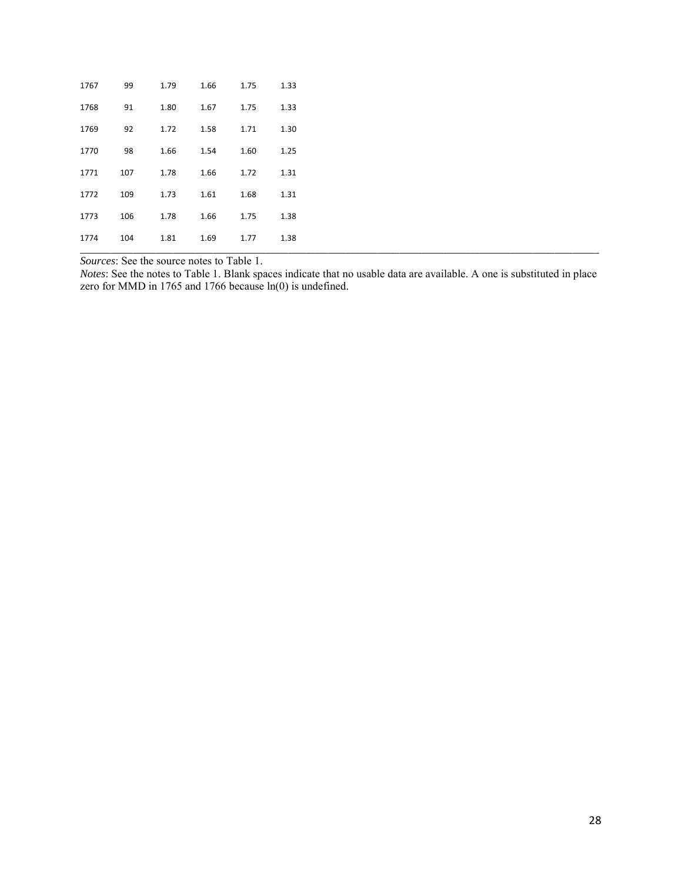| | | | | | |
|---|---|---|---|---|---|
| 1767 | 99 | 1.79 | 1.66 | 1.75 | 1.33 |
| 1768 | 91 | 1.80 | 1.67 | 1.75 | 1.33 |
| 1769 | 92 | 1.72 | 1.58 | 1.71 | 1.30 |
| 1770 | 98 | 1.66 | 1.54 | 1.60 | 1.25 |
| 1771 | 107 | 1.78 | 1.66 | 1.72 | 1.31 |
| 1772 | 109 | 1.73 | 1.61 | 1.68 | 1.31 |
| 1773 | 106 | 1.78 | 1.66 | 1.75 | 1.38 |
| 1774 | 104 | 1.81 | 1.69 | 1.77 | 1.38 |

*Sources*: See the source notes to Table 1.

*Notes*: See the notes to Table 1. Blank spaces indicate that no usable data are available. A one is substituted in place zero for MMD in 1765 and 1766 because ln(0) is undefined.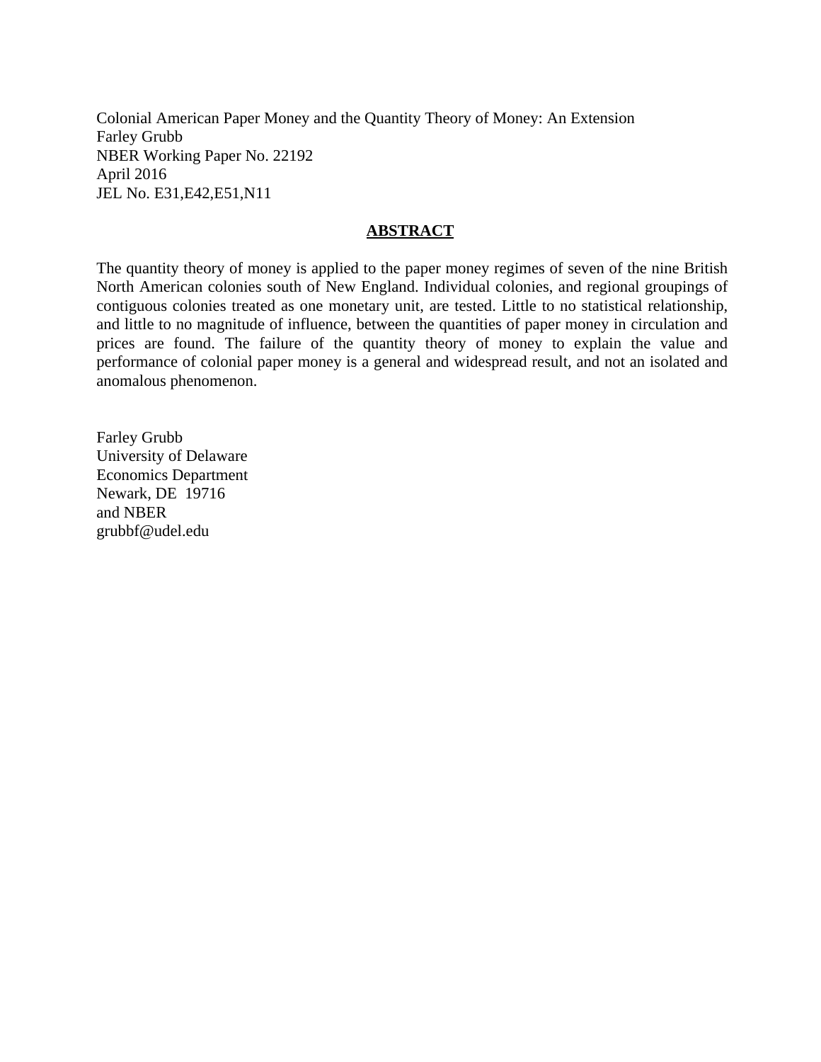Colonial American Paper Money and the Quantity Theory of Money: An Extension
Farley Grubb
NBER Working Paper No. 22192
April 2016
JEL No. E31,E42,E51,N11

## ABSTRACT

The quantity theory of money is applied to the paper money regimes of seven of the nine British North American colonies south of New England. Individual colonies, and regional groupings of contiguous colonies treated as one monetary unit, are tested. Little to no statistical relationship, and little to no magnitude of influence, between the quantities of paper money in circulation and prices are found. The failure of the quantity theory of money to explain the value and performance of colonial paper money is a general and widespread result, and not an isolated and anomalous phenomenon.

Farley Grubb
University of Delaware
Economics Department
Newark, DE 19716
and NBER
grubbf@udel.edu